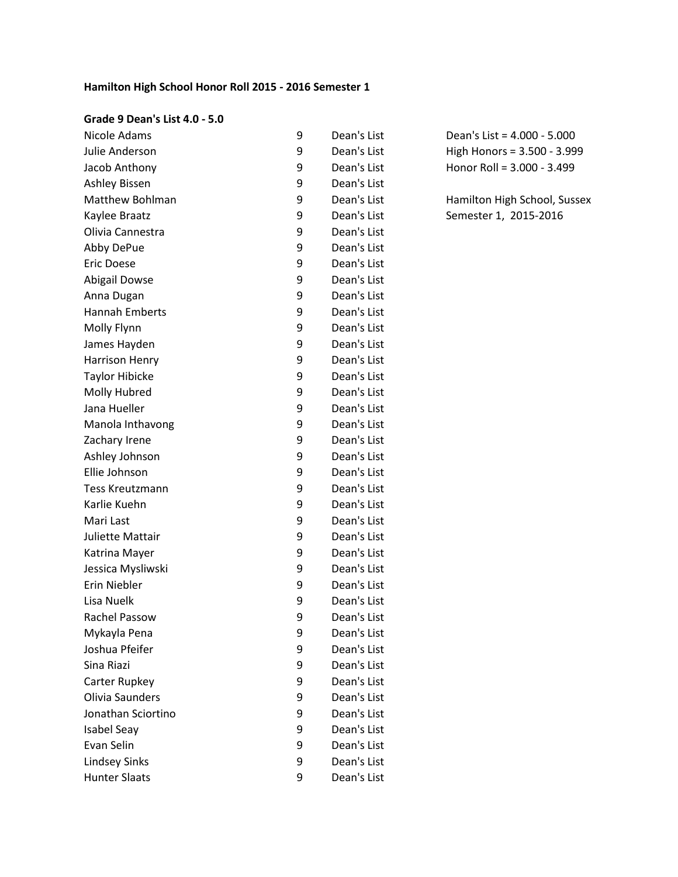**Hamilton High School Honor Roll 2015 - 2016 Semester 1**

Dean's List = 4.000 - 5.000
High Honors = 3.500 - 3.999
Honor Roll = 3.000 - 3.499

Hamilton High School, Sussex
Semester 1, 2015-2016

**Grade 9 Dean's List 4.0 - 5.0**

| Name | Grade | Honor |
|---|---|---|
| Nicole Adams | 9 | Dean's List |
| Julie Anderson | 9 | Dean's List |
| Jacob Anthony | 9 | Dean's List |
| Ashley Bissen | 9 | Dean's List |
| Matthew Bohlman | 9 | Dean's List |
| Kaylee Braatz | 9 | Dean's List |
| Olivia Cannestra | 9 | Dean's List |
| Abby DePue | 9 | Dean's List |
| Eric Doese | 9 | Dean's List |
| Abigail Dowse | 9 | Dean's List |
| Anna Dugan | 9 | Dean's List |
| Hannah Emberts | 9 | Dean's List |
| Molly Flynn | 9 | Dean's List |
| James Hayden | 9 | Dean's List |
| Harrison Henry | 9 | Dean's List |
| Taylor Hibicke | 9 | Dean's List |
| Molly Hubred | 9 | Dean's List |
| Jana Hueller | 9 | Dean's List |
| Manola Inthavong | 9 | Dean's List |
| Zachary Irene | 9 | Dean's List |
| Ashley Johnson | 9 | Dean's List |
| Ellie Johnson | 9 | Dean's List |
| Tess Kreutzmann | 9 | Dean's List |
| Karlie Kuehn | 9 | Dean's List |
| Mari Last | 9 | Dean's List |
| Juliette Mattair | 9 | Dean's List |
| Katrina Mayer | 9 | Dean's List |
| Jessica Mysliwski | 9 | Dean's List |
| Erin Niebler | 9 | Dean's List |
| Lisa Nuelk | 9 | Dean's List |
| Rachel Passow | 9 | Dean's List |
| Mykayla Pena | 9 | Dean's List |
| Joshua Pfeifer | 9 | Dean's List |
| Sina Riazi | 9 | Dean's List |
| Carter Rupkey | 9 | Dean's List |
| Olivia Saunders | 9 | Dean's List |
| Jonathan Sciortino | 9 | Dean's List |
| Isabel Seay | 9 | Dean's List |
| Evan Selin | 9 | Dean's List |
| Lindsey Sinks | 9 | Dean's List |
| Hunter Slaats | 9 | Dean's List |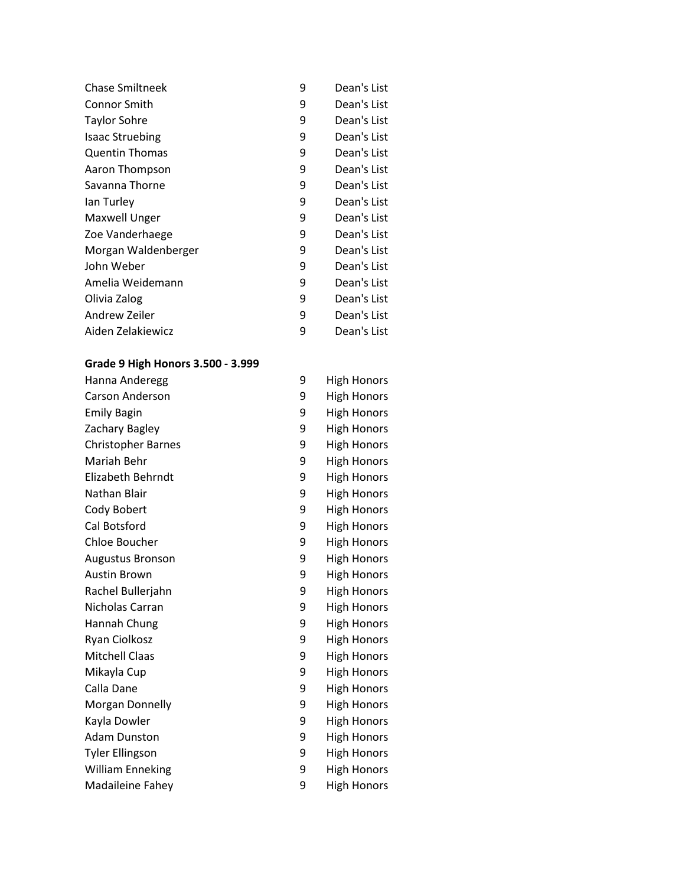| | | |
|---|---|---|
| Chase Smiltneek | 9 | Dean's List |
| Connor Smith | 9 | Dean's List |
| Taylor Sohre | 9 | Dean's List |
| Isaac Struebing | 9 | Dean's List |
| Quentin Thomas | 9 | Dean's List |
| Aaron Thompson | 9 | Dean's List |
| Savanna Thorne | 9 | Dean's List |
| Ian Turley | 9 | Dean's List |
| Maxwell Unger | 9 | Dean's List |
| Zoe Vanderhaege | 9 | Dean's List |
| Morgan Waldenberger | 9 | Dean's List |
| John Weber | 9 | Dean's List |
| Amelia Weidemann | 9 | Dean's List |
| Olivia Zalog | 9 | Dean's List |
| Andrew Zeiler | 9 | Dean's List |
| Aiden Zelakiewicz | 9 | Dean's List |

**Grade 9 High Honors 3.500 - 3.999**

| | | |
|---|---|---|
| Hanna Anderegg | 9 | High Honors |
| Carson Anderson | 9 | High Honors |
| Emily Bagin | 9 | High Honors |
| Zachary Bagley | 9 | High Honors |
| Christopher Barnes | 9 | High Honors |
| Mariah Behr | 9 | High Honors |
| Elizabeth Behrndt | 9 | High Honors |
| Nathan Blair | 9 | High Honors |
| Cody Bobert | 9 | High Honors |
| Cal Botsford | 9 | High Honors |
| Chloe Boucher | 9 | High Honors |
| Augustus Bronson | 9 | High Honors |
| Austin Brown | 9 | High Honors |
| Rachel Bullerjahn | 9 | High Honors |
| Nicholas Carran | 9 | High Honors |
| Hannah Chung | 9 | High Honors |
| Ryan Ciolkosz | 9 | High Honors |
| Mitchell Claas | 9 | High Honors |
| Mikayla Cup | 9 | High Honors |
| Calla Dane | 9 | High Honors |
| Morgan Donnelly | 9 | High Honors |
| Kayla Dowler | 9 | High Honors |
| Adam Dunston | 9 | High Honors |
| Tyler Ellingson | 9 | High Honors |
| William Enneking | 9 | High Honors |
| Madaileine Fahey | 9 | High Honors |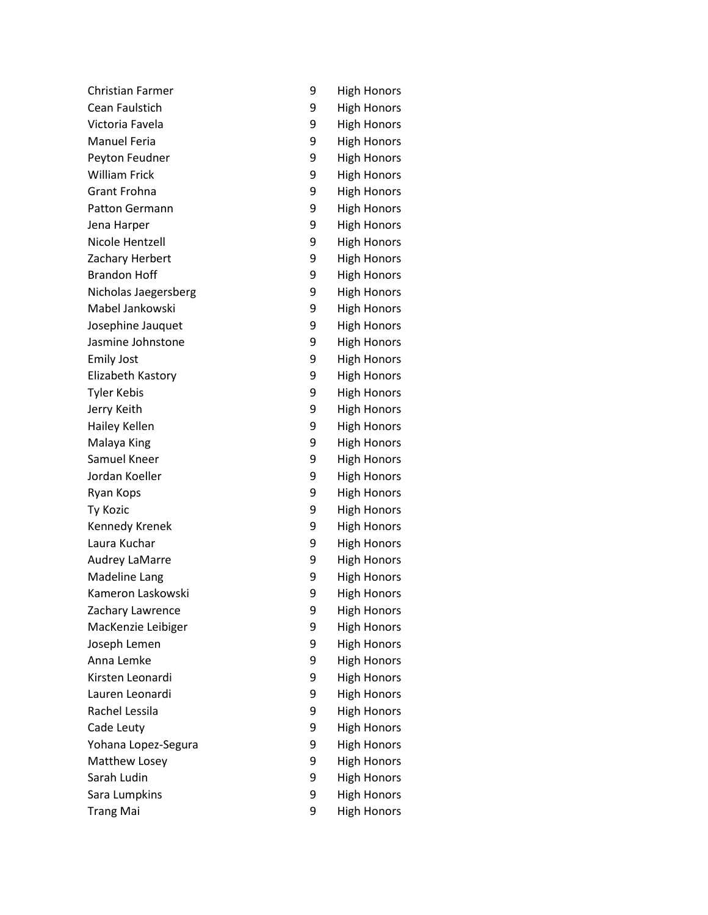| | | |
|---|---|---|
| Christian Farmer | 9 | High Honors |
| Cean Faulstich | 9 | High Honors |
| Victoria Favela | 9 | High Honors |
| Manuel Feria | 9 | High Honors |
| Peyton Feudner | 9 | High Honors |
| William Frick | 9 | High Honors |
| Grant Frohna | 9 | High Honors |
| Patton Germann | 9 | High Honors |
| Jena Harper | 9 | High Honors |
| Nicole Hentzell | 9 | High Honors |
| Zachary Herbert | 9 | High Honors |
| Brandon Hoff | 9 | High Honors |
| Nicholas Jaegersberg | 9 | High Honors |
| Mabel Jankowski | 9 | High Honors |
| Josephine Jauquet | 9 | High Honors |
| Jasmine Johnstone | 9 | High Honors |
| Emily Jost | 9 | High Honors |
| Elizabeth Kastory | 9 | High Honors |
| Tyler Kebis | 9 | High Honors |
| Jerry Keith | 9 | High Honors |
| Hailey Kellen | 9 | High Honors |
| Malaya King | 9 | High Honors |
| Samuel Kneer | 9 | High Honors |
| Jordan Koeller | 9 | High Honors |
| Ryan Kops | 9 | High Honors |
| Ty Kozic | 9 | High Honors |
| Kennedy Krenek | 9 | High Honors |
| Laura Kuchar | 9 | High Honors |
| Audrey LaMarre | 9 | High Honors |
| Madeline Lang | 9 | High Honors |
| Kameron Laskowski | 9 | High Honors |
| Zachary Lawrence | 9 | High Honors |
| MacKenzie Leibiger | 9 | High Honors |
| Joseph Lemen | 9 | High Honors |
| Anna Lemke | 9 | High Honors |
| Kirsten Leonardi | 9 | High Honors |
| Lauren Leonardi | 9 | High Honors |
| Rachel Lessila | 9 | High Honors |
| Cade Leuty | 9 | High Honors |
| Yohana Lopez-Segura | 9 | High Honors |
| Matthew Losey | 9 | High Honors |
| Sarah Ludin | 9 | High Honors |
| Sara Lumpkins | 9 | High Honors |
| Trang Mai | 9 | High Honors |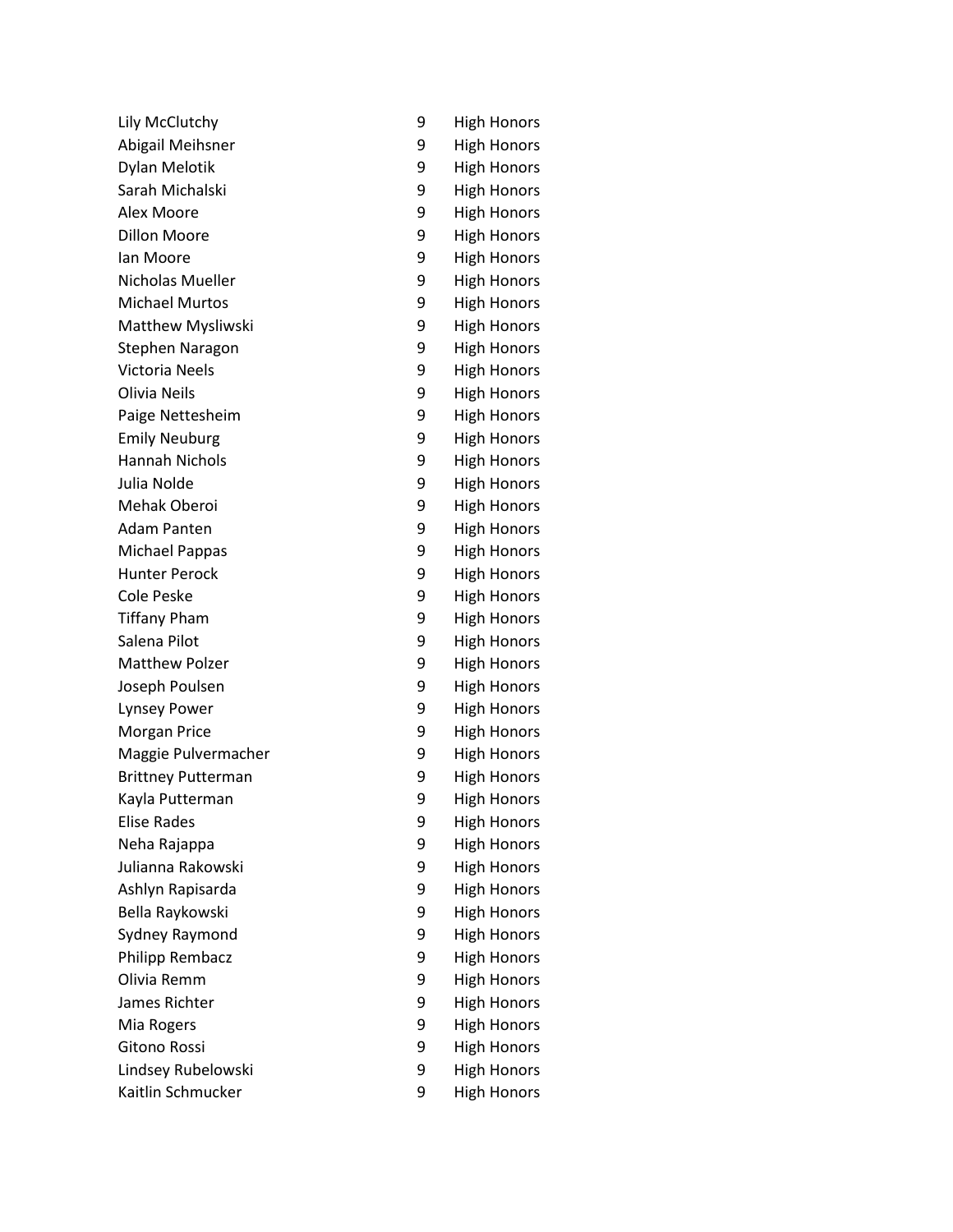| | | |
|---|---|---|
| Lily McClutchy | 9 | High Honors |
| Abigail Meihsner | 9 | High Honors |
| Dylan Melotik | 9 | High Honors |
| Sarah Michalski | 9 | High Honors |
| Alex Moore | 9 | High Honors |
| Dillon Moore | 9 | High Honors |
| Ian Moore | 9 | High Honors |
| Nicholas Mueller | 9 | High Honors |
| Michael Murtos | 9 | High Honors |
| Matthew Mysliwski | 9 | High Honors |
| Stephen Naragon | 9 | High Honors |
| Victoria Neels | 9 | High Honors |
| Olivia Neils | 9 | High Honors |
| Paige Nettesheim | 9 | High Honors |
| Emily Neuburg | 9 | High Honors |
| Hannah Nichols | 9 | High Honors |
| Julia Nolde | 9 | High Honors |
| Mehak Oberoi | 9 | High Honors |
| Adam Panten | 9 | High Honors |
| Michael Pappas | 9 | High Honors |
| Hunter Perock | 9 | High Honors |
| Cole Peske | 9 | High Honors |
| Tiffany Pham | 9 | High Honors |
| Salena Pilot | 9 | High Honors |
| Matthew Polzer | 9 | High Honors |
| Joseph Poulsen | 9 | High Honors |
| Lynsey Power | 9 | High Honors |
| Morgan Price | 9 | High Honors |
| Maggie Pulvermacher | 9 | High Honors |
| Brittney Putterman | 9 | High Honors |
| Kayla Putterman | 9 | High Honors |
| Elise Rades | 9 | High Honors |
| Neha Rajappa | 9 | High Honors |
| Julianna Rakowski | 9 | High Honors |
| Ashlyn Rapisarda | 9 | High Honors |
| Bella Raykowski | 9 | High Honors |
| Sydney Raymond | 9 | High Honors |
| Philipp Rembacz | 9 | High Honors |
| Olivia Remm | 9 | High Honors |
| James Richter | 9 | High Honors |
| Mia Rogers | 9 | High Honors |
| Gitono Rossi | 9 | High Honors |
| Lindsey Rubelowski | 9 | High Honors |
| Kaitlin Schmucker | 9 | High Honors |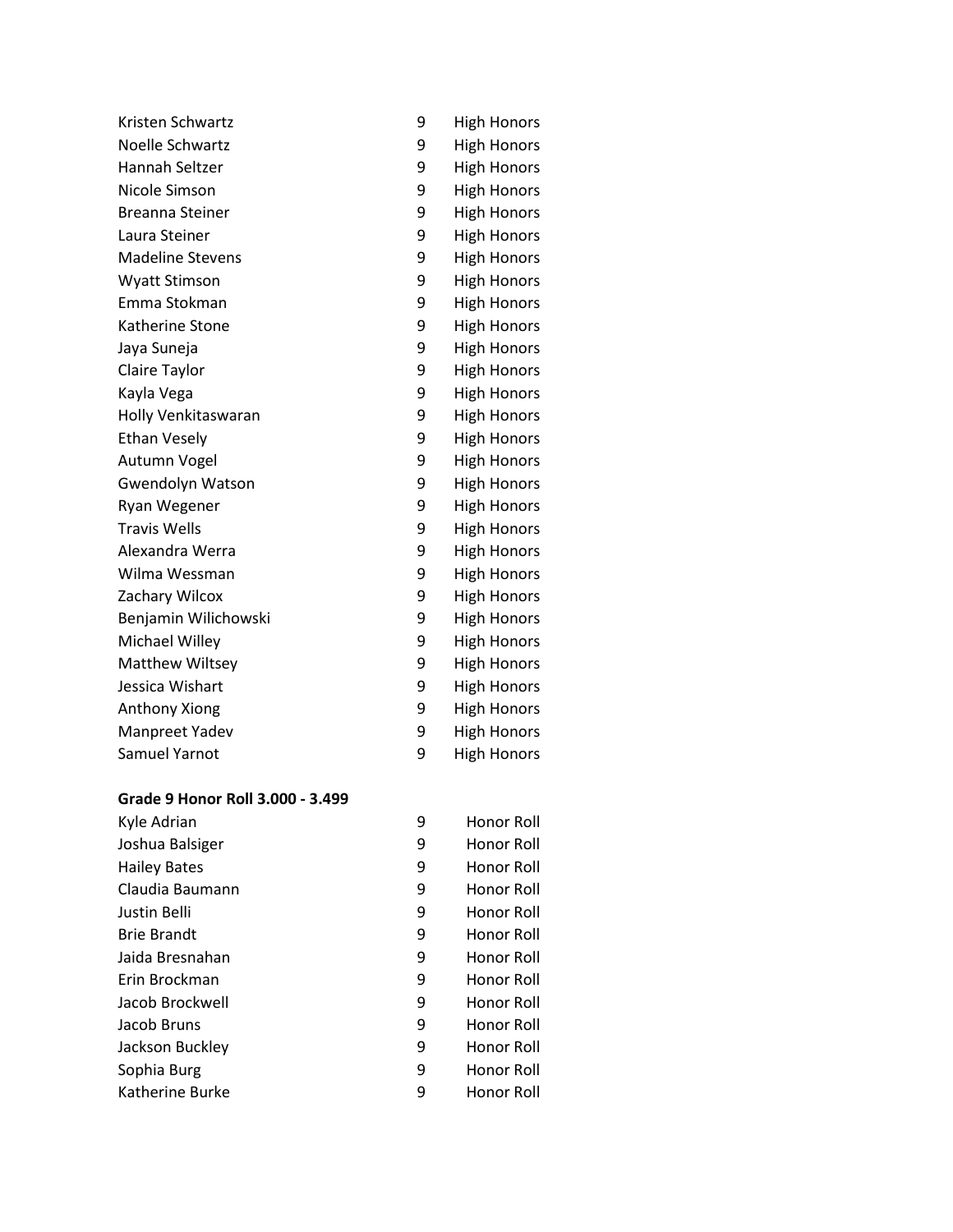| | | |
|---|---|---|
| Kristen Schwartz | 9 | High Honors |
| Noelle Schwartz | 9 | High Honors |
| Hannah Seltzer | 9 | High Honors |
| Nicole Simson | 9 | High Honors |
| Breanna Steiner | 9 | High Honors |
| Laura Steiner | 9 | High Honors |
| Madeline Stevens | 9 | High Honors |
| Wyatt Stimson | 9 | High Honors |
| Emma Stokman | 9 | High Honors |
| Katherine Stone | 9 | High Honors |
| Jaya Suneja | 9 | High Honors |
| Claire Taylor | 9 | High Honors |
| Kayla Vega | 9 | High Honors |
| Holly Venkitaswaran | 9 | High Honors |
| Ethan Vesely | 9 | High Honors |
| Autumn Vogel | 9 | High Honors |
| Gwendolyn Watson | 9 | High Honors |
| Ryan Wegener | 9 | High Honors |
| Travis Wells | 9 | High Honors |
| Alexandra Werra | 9 | High Honors |
| Wilma Wessman | 9 | High Honors |
| Zachary Wilcox | 9 | High Honors |
| Benjamin Wilichowski | 9 | High Honors |
| Michael Willey | 9 | High Honors |
| Matthew Wiltsey | 9 | High Honors |
| Jessica Wishart | 9 | High Honors |
| Anthony Xiong | 9 | High Honors |
| Manpreet Yadev | 9 | High Honors |
| Samuel Yarnot | 9 | High Honors |

**Grade 9 Honor Roll 3.000 - 3.499**

| | | |
|---|---|---|
| Kyle Adrian | 9 | Honor Roll |
| Joshua Balsiger | 9 | Honor Roll |
| Hailey Bates | 9 | Honor Roll |
| Claudia Baumann | 9 | Honor Roll |
| Justin Belli | 9 | Honor Roll |
| Brie Brandt | 9 | Honor Roll |
| Jaida Bresnahan | 9 | Honor Roll |
| Erin Brockman | 9 | Honor Roll |
| Jacob Brockwell | 9 | Honor Roll |
| Jacob Bruns | 9 | Honor Roll |
| Jackson Buckley | 9 | Honor Roll |
| Sophia Burg | 9 | Honor Roll |
| Katherine Burke | 9 | Honor Roll |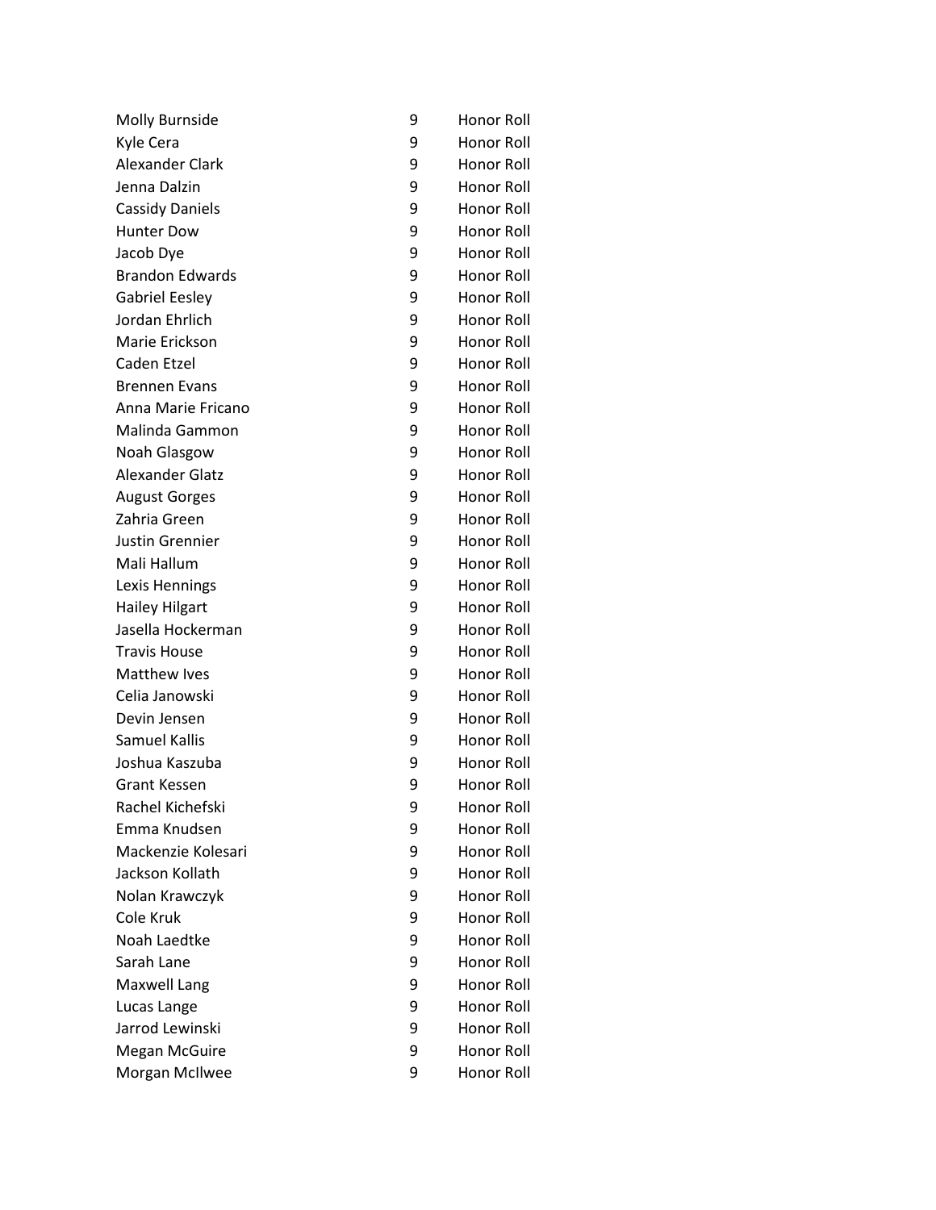| | | |
|---|---|---|
| Molly Burnside | 9 | Honor Roll |
| Kyle Cera | 9 | Honor Roll |
| Alexander Clark | 9 | Honor Roll |
| Jenna Dalzin | 9 | Honor Roll |
| Cassidy Daniels | 9 | Honor Roll |
| Hunter Dow | 9 | Honor Roll |
| Jacob Dye | 9 | Honor Roll |
| Brandon Edwards | 9 | Honor Roll |
| Gabriel Eesley | 9 | Honor Roll |
| Jordan Ehrlich | 9 | Honor Roll |
| Marie Erickson | 9 | Honor Roll |
| Caden Etzel | 9 | Honor Roll |
| Brennen Evans | 9 | Honor Roll |
| Anna Marie Fricano | 9 | Honor Roll |
| Malinda Gammon | 9 | Honor Roll |
| Noah Glasgow | 9 | Honor Roll |
| Alexander Glatz | 9 | Honor Roll |
| August Gorges | 9 | Honor Roll |
| Zahria Green | 9 | Honor Roll |
| Justin Grennier | 9 | Honor Roll |
| Mali Hallum | 9 | Honor Roll |
| Lexis Hennings | 9 | Honor Roll |
| Hailey Hilgart | 9 | Honor Roll |
| Jasella Hockerman | 9 | Honor Roll |
| Travis House | 9 | Honor Roll |
| Matthew Ives | 9 | Honor Roll |
| Celia Janowski | 9 | Honor Roll |
| Devin Jensen | 9 | Honor Roll |
| Samuel Kallis | 9 | Honor Roll |
| Joshua Kaszuba | 9 | Honor Roll |
| Grant Kessen | 9 | Honor Roll |
| Rachel Kichefski | 9 | Honor Roll |
| Emma Knudsen | 9 | Honor Roll |
| Mackenzie Kolesari | 9 | Honor Roll |
| Jackson Kollath | 9 | Honor Roll |
| Nolan Krawczyk | 9 | Honor Roll |
| Cole Kruk | 9 | Honor Roll |
| Noah Laedtke | 9 | Honor Roll |
| Sarah Lane | 9 | Honor Roll |
| Maxwell Lang | 9 | Honor Roll |
| Lucas Lange | 9 | Honor Roll |
| Jarrod Lewinski | 9 | Honor Roll |
| Megan McGuire | 9 | Honor Roll |
| Morgan McIlwee | 9 | Honor Roll |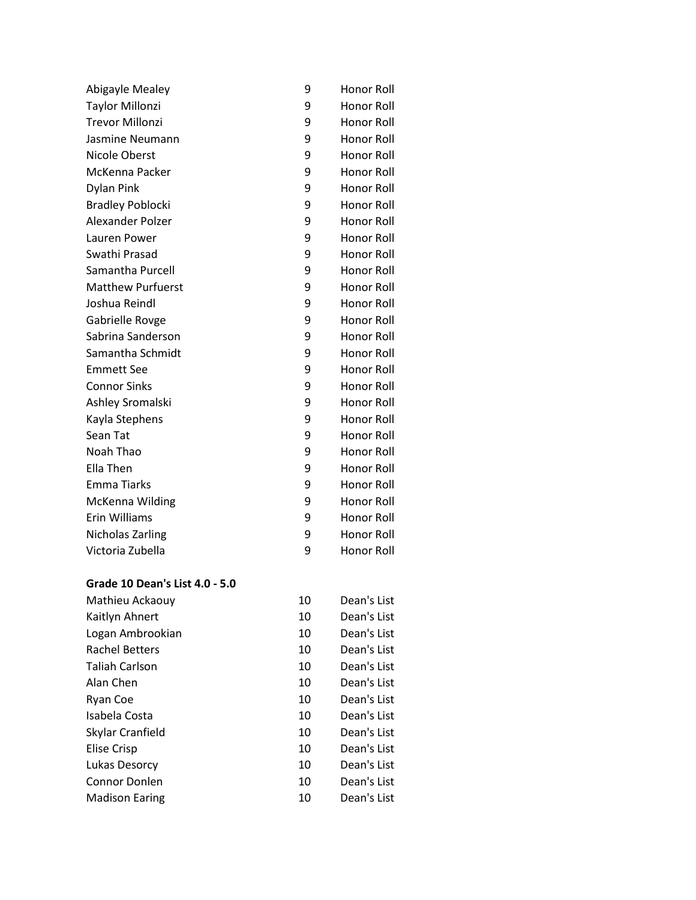| | | |
|---|---|---|
| Abigayle Mealey | 9 | Honor Roll |
| Taylor Millonzi | 9 | Honor Roll |
| Trevor Millonzi | 9 | Honor Roll |
| Jasmine Neumann | 9 | Honor Roll |
| Nicole Oberst | 9 | Honor Roll |
| McKenna Packer | 9 | Honor Roll |
| Dylan Pink | 9 | Honor Roll |
| Bradley Poblocki | 9 | Honor Roll |
| Alexander Polzer | 9 | Honor Roll |
| Lauren Power | 9 | Honor Roll |
| Swathi Prasad | 9 | Honor Roll |
| Samantha Purcell | 9 | Honor Roll |
| Matthew Purfuerst | 9 | Honor Roll |
| Joshua Reindl | 9 | Honor Roll |
| Gabrielle Rovge | 9 | Honor Roll |
| Sabrina Sanderson | 9 | Honor Roll |
| Samantha Schmidt | 9 | Honor Roll |
| Emmett See | 9 | Honor Roll |
| Connor Sinks | 9 | Honor Roll |
| Ashley Sromalski | 9 | Honor Roll |
| Kayla Stephens | 9 | Honor Roll |
| Sean Tat | 9 | Honor Roll |
| Noah Thao | 9 | Honor Roll |
| Ella Then | 9 | Honor Roll |
| Emma Tiarks | 9 | Honor Roll |
| McKenna Wilding | 9 | Honor Roll |
| Erin Williams | 9 | Honor Roll |
| Nicholas Zarling | 9 | Honor Roll |
| Victoria Zubella | 9 | Honor Roll |

**Grade 10 Dean's List 4.0 - 5.0**

| | | |
|---|---|---|
| Mathieu Ackaouy | 10 | Dean's List |
| Kaitlyn Ahnert | 10 | Dean's List |
| Logan Ambrookian | 10 | Dean's List |
| Rachel Betters | 10 | Dean's List |
| Taliah Carlson | 10 | Dean's List |
| Alan Chen | 10 | Dean's List |
| Ryan Coe | 10 | Dean's List |
| Isabela Costa | 10 | Dean's List |
| Skylar Cranfield | 10 | Dean's List |
| Elise Crisp | 10 | Dean's List |
| Lukas Desorcy | 10 | Dean's List |
| Connor Donlen | 10 | Dean's List |
| Madison Earing | 10 | Dean's List |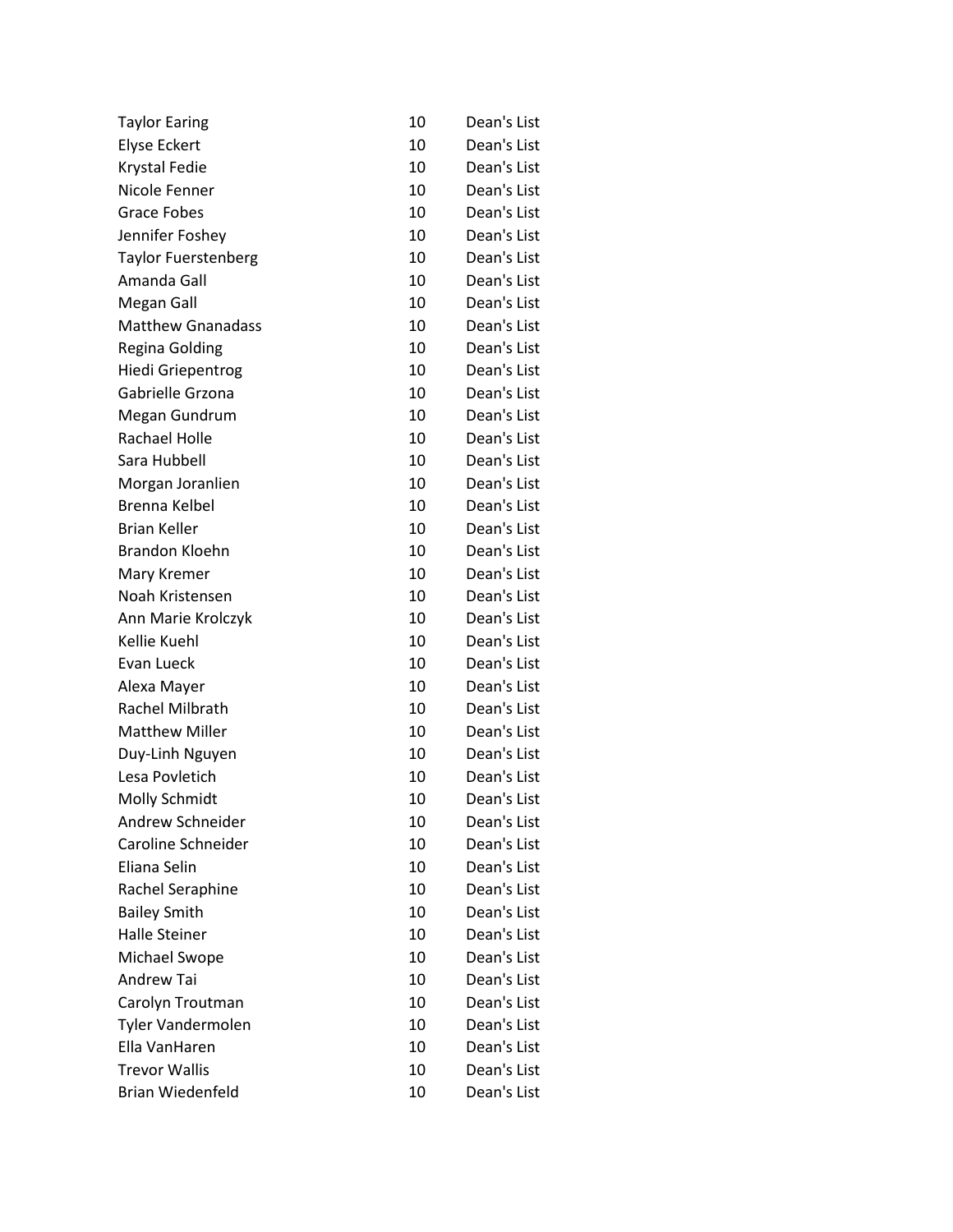| | | |
|---|---|---|
| Taylor Earing | 10 | Dean's List |
| Elyse Eckert | 10 | Dean's List |
| Krystal Fedie | 10 | Dean's List |
| Nicole Fenner | 10 | Dean's List |
| Grace Fobes | 10 | Dean's List |
| Jennifer Foshey | 10 | Dean's List |
| Taylor Fuerstenberg | 10 | Dean's List |
| Amanda Gall | 10 | Dean's List |
| Megan Gall | 10 | Dean's List |
| Matthew Gnanadass | 10 | Dean's List |
| Regina Golding | 10 | Dean's List |
| Hiedi Griepentrog | 10 | Dean's List |
| Gabrielle Grzona | 10 | Dean's List |
| Megan Gundrum | 10 | Dean's List |
| Rachael Holle | 10 | Dean's List |
| Sara Hubbell | 10 | Dean's List |
| Morgan Joranlien | 10 | Dean's List |
| Brenna Kelbel | 10 | Dean's List |
| Brian Keller | 10 | Dean's List |
| Brandon Kloehn | 10 | Dean's List |
| Mary Kremer | 10 | Dean's List |
| Noah Kristensen | 10 | Dean's List |
| Ann Marie Krolczyk | 10 | Dean's List |
| Kellie Kuehl | 10 | Dean's List |
| Evan Lueck | 10 | Dean's List |
| Alexa Mayer | 10 | Dean's List |
| Rachel Milbrath | 10 | Dean's List |
| Matthew Miller | 10 | Dean's List |
| Duy-Linh Nguyen | 10 | Dean's List |
| Lesa Povletich | 10 | Dean's List |
| Molly Schmidt | 10 | Dean's List |
| Andrew Schneider | 10 | Dean's List |
| Caroline Schneider | 10 | Dean's List |
| Eliana Selin | 10 | Dean's List |
| Rachel Seraphine | 10 | Dean's List |
| Bailey Smith | 10 | Dean's List |
| Halle Steiner | 10 | Dean's List |
| Michael Swope | 10 | Dean's List |
| Andrew Tai | 10 | Dean's List |
| Carolyn Troutman | 10 | Dean's List |
| Tyler Vandermolen | 10 | Dean's List |
| Ella VanHaren | 10 | Dean's List |
| Trevor Wallis | 10 | Dean's List |
| Brian Wiedenfeld | 10 | Dean's List |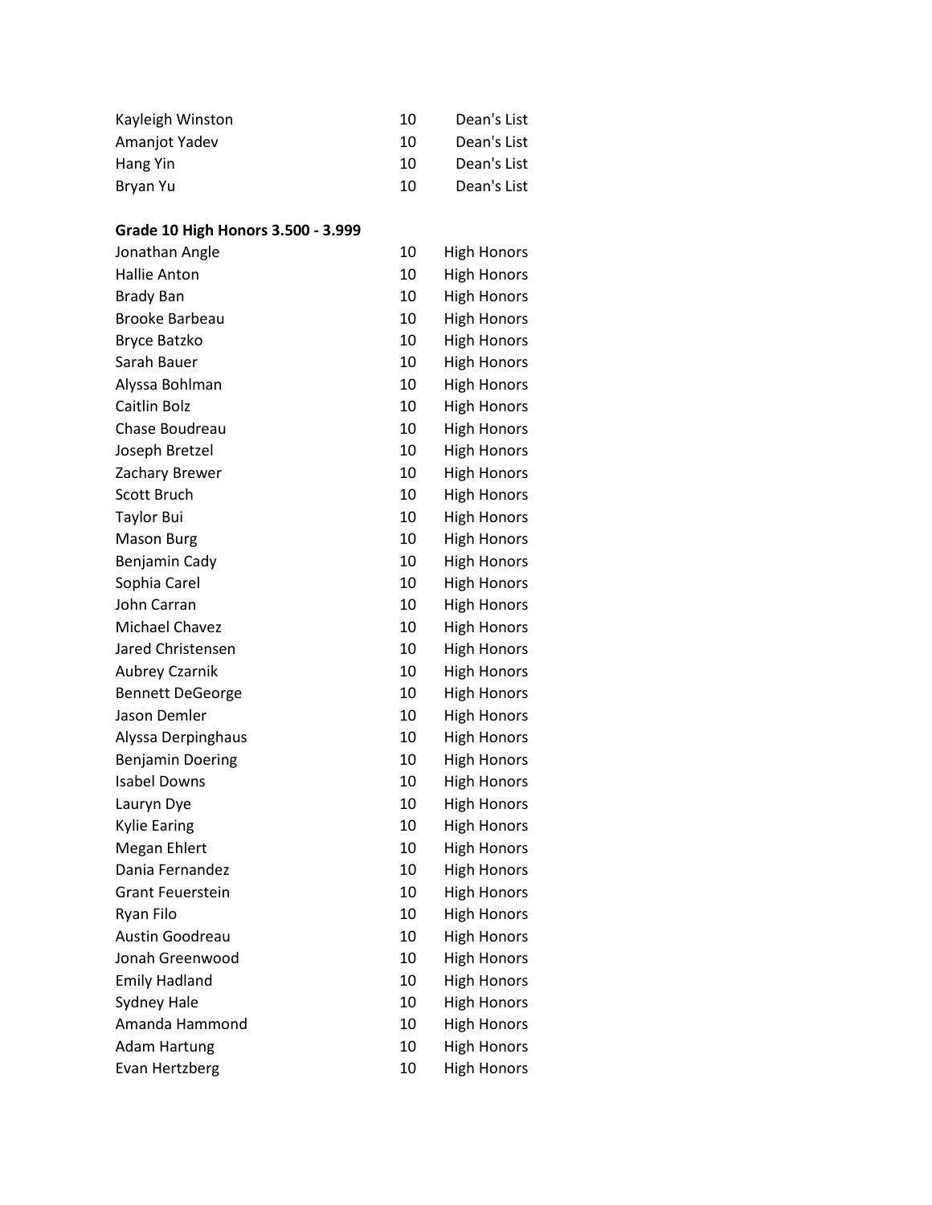| | | |
|---|---|---|
| Kayleigh Winston | 10 | Dean's List |
| Amanjot Yadev | 10 | Dean's List |
| Hang Yin | 10 | Dean's List |
| Bryan Yu | 10 | Dean's List |

**Grade 10 High Honors 3.500 - 3.999**

| | | |
|---|---|---|
| Jonathan Angle | 10 | High Honors |
| Hallie Anton | 10 | High Honors |
| Brady Ban | 10 | High Honors |
| Brooke Barbeau | 10 | High Honors |
| Bryce Batzko | 10 | High Honors |
| Sarah Bauer | 10 | High Honors |
| Alyssa Bohlman | 10 | High Honors |
| Caitlin Bolz | 10 | High Honors |
| Chase Boudreau | 10 | High Honors |
| Joseph Bretzel | 10 | High Honors |
| Zachary Brewer | 10 | High Honors |
| Scott Bruch | 10 | High Honors |
| Taylor Bui | 10 | High Honors |
| Mason Burg | 10 | High Honors |
| Benjamin Cady | 10 | High Honors |
| Sophia Carel | 10 | High Honors |
| John Carran | 10 | High Honors |
| Michael Chavez | 10 | High Honors |
| Jared Christensen | 10 | High Honors |
| Aubrey Czarnik | 10 | High Honors |
| Bennett DeGeorge | 10 | High Honors |
| Jason Demler | 10 | High Honors |
| Alyssa Derpinghaus | 10 | High Honors |
| Benjamin Doering | 10 | High Honors |
| Isabel Downs | 10 | High Honors |
| Lauryn Dye | 10 | High Honors |
| Kylie Earing | 10 | High Honors |
| Megan Ehlert | 10 | High Honors |
| Dania Fernandez | 10 | High Honors |
| Grant Feuerstein | 10 | High Honors |
| Ryan Filo | 10 | High Honors |
| Austin Goodreau | 10 | High Honors |
| Jonah Greenwood | 10 | High Honors |
| Emily Hadland | 10 | High Honors |
| Sydney Hale | 10 | High Honors |
| Amanda Hammond | 10 | High Honors |
| Adam Hartung | 10 | High Honors |
| Evan Hertzberg | 10 | High Honors |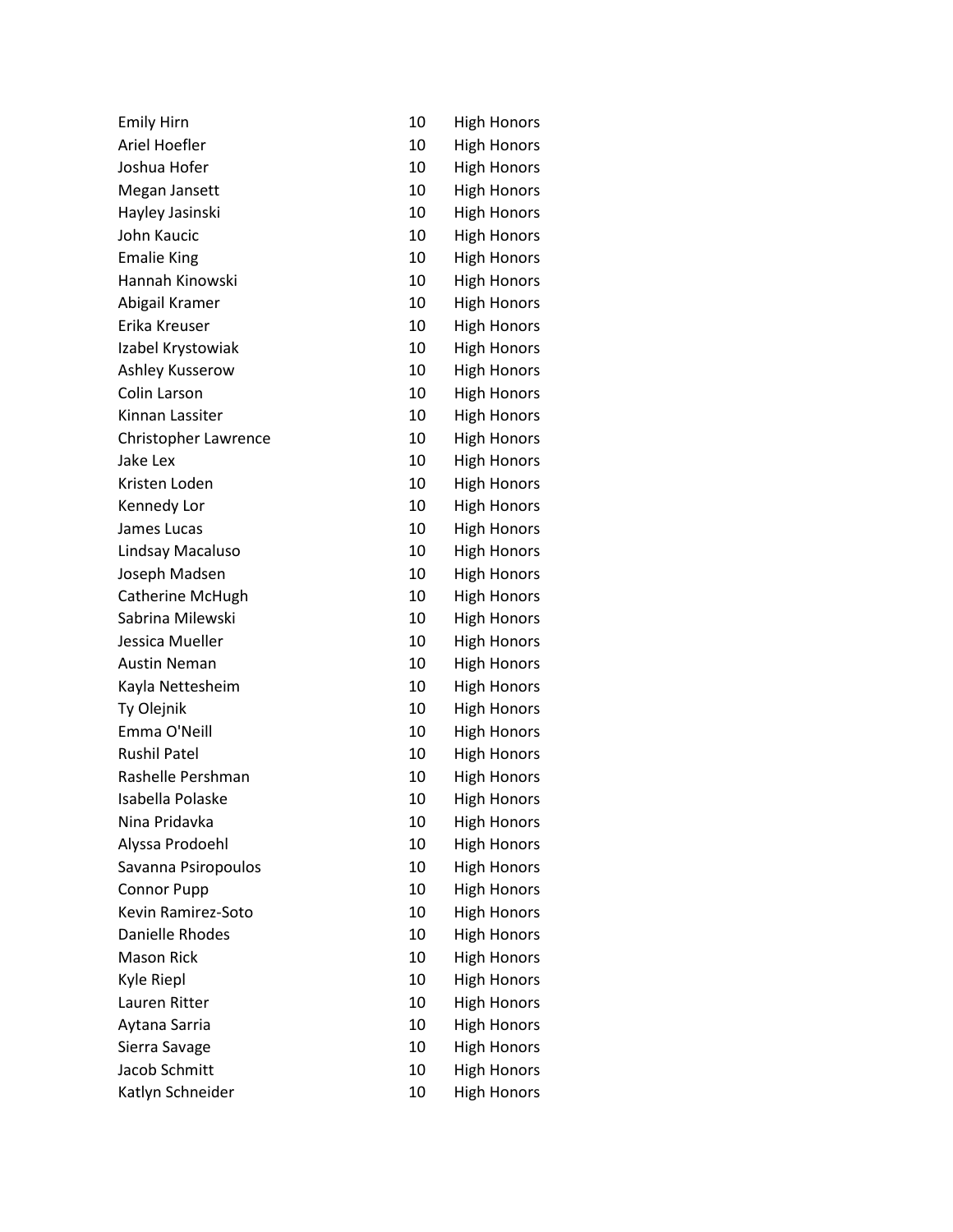| | | |
|---|---|---|
| Emily Hirn | 10 | High Honors |
| Ariel Hoefler | 10 | High Honors |
| Joshua Hofer | 10 | High Honors |
| Megan Jansett | 10 | High Honors |
| Hayley Jasinski | 10 | High Honors |
| John Kaucic | 10 | High Honors |
| Emalie King | 10 | High Honors |
| Hannah Kinowski | 10 | High Honors |
| Abigail Kramer | 10 | High Honors |
| Erika Kreuser | 10 | High Honors |
| Izabel Krystowiak | 10 | High Honors |
| Ashley Kusserow | 10 | High Honors |
| Colin Larson | 10 | High Honors |
| Kinnan Lassiter | 10 | High Honors |
| Christopher Lawrence | 10 | High Honors |
| Jake Lex | 10 | High Honors |
| Kristen Loden | 10 | High Honors |
| Kennedy Lor | 10 | High Honors |
| James Lucas | 10 | High Honors |
| Lindsay Macaluso | 10 | High Honors |
| Joseph Madsen | 10 | High Honors |
| Catherine McHugh | 10 | High Honors |
| Sabrina Milewski | 10 | High Honors |
| Jessica Mueller | 10 | High Honors |
| Austin Neman | 10 | High Honors |
| Kayla Nettesheim | 10 | High Honors |
| Ty Olejnik | 10 | High Honors |
| Emma O'Neill | 10 | High Honors |
| Rushil Patel | 10 | High Honors |
| Rashelle Pershman | 10 | High Honors |
| Isabella Polaske | 10 | High Honors |
| Nina Pridavka | 10 | High Honors |
| Alyssa Prodoehl | 10 | High Honors |
| Savanna Psiropoulos | 10 | High Honors |
| Connor Pupp | 10 | High Honors |
| Kevin Ramirez-Soto | 10 | High Honors |
| Danielle Rhodes | 10 | High Honors |
| Mason Rick | 10 | High Honors |
| Kyle Riepl | 10 | High Honors |
| Lauren Ritter | 10 | High Honors |
| Aytana Sarria | 10 | High Honors |
| Sierra Savage | 10 | High Honors |
| Jacob Schmitt | 10 | High Honors |
| Katlyn Schneider | 10 | High Honors |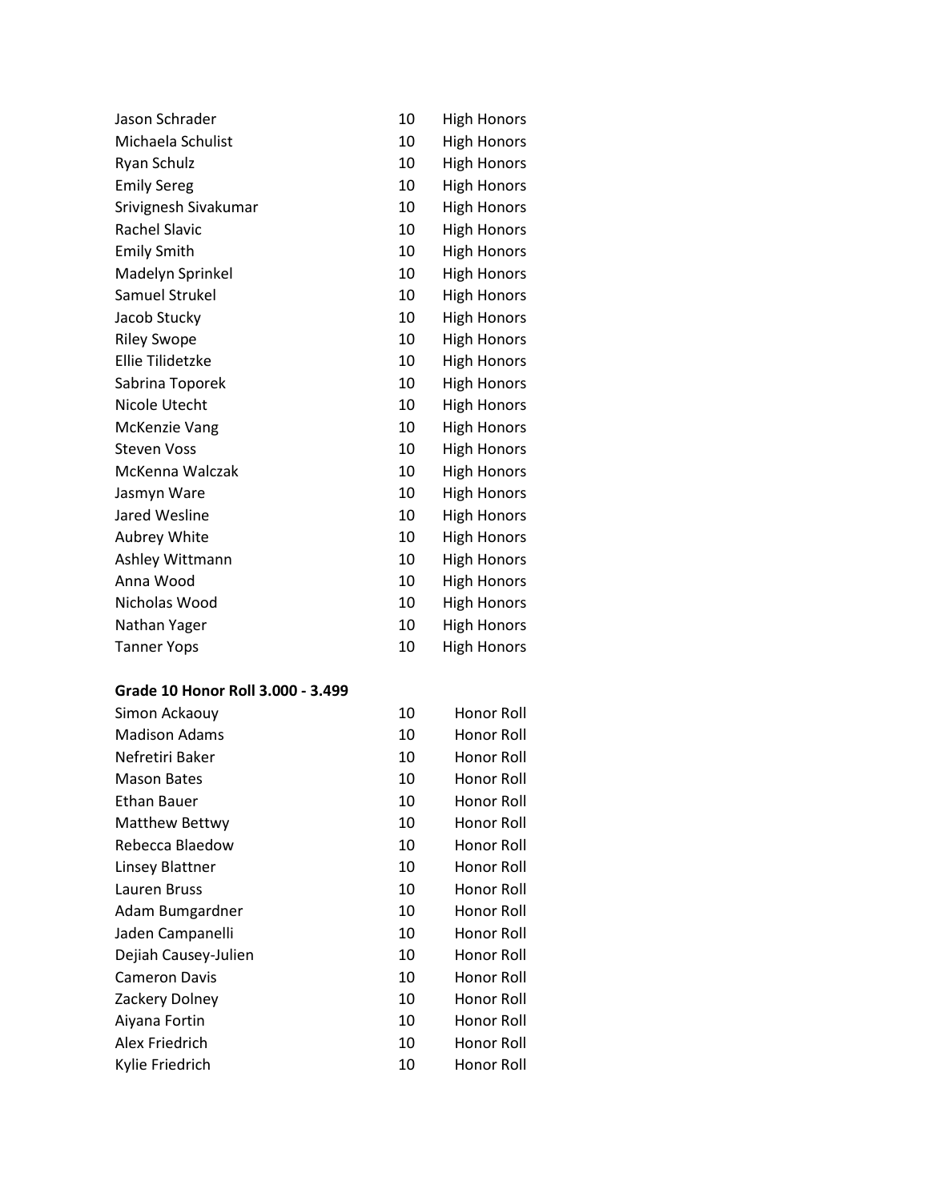| | | |
|---|---|---|
| Jason Schrader | 10 | High Honors |
| Michaela Schulist | 10 | High Honors |
| Ryan Schulz | 10 | High Honors |
| Emily Sereg | 10 | High Honors |
| Srivignesh Sivakumar | 10 | High Honors |
| Rachel Slavic | 10 | High Honors |
| Emily Smith | 10 | High Honors |
| Madelyn Sprinkel | 10 | High Honors |
| Samuel Strukel | 10 | High Honors |
| Jacob Stucky | 10 | High Honors |
| Riley Swope | 10 | High Honors |
| Ellie Tilidetzke | 10 | High Honors |
| Sabrina Toporek | 10 | High Honors |
| Nicole Utecht | 10 | High Honors |
| McKenzie Vang | 10 | High Honors |
| Steven Voss | 10 | High Honors |
| McKenna Walczak | 10 | High Honors |
| Jasmyn Ware | 10 | High Honors |
| Jared Wesline | 10 | High Honors |
| Aubrey White | 10 | High Honors |
| Ashley Wittmann | 10 | High Honors |
| Anna Wood | 10 | High Honors |
| Nicholas Wood | 10 | High Honors |
| Nathan Yager | 10 | High Honors |
| Tanner Yops | 10 | High Honors |

**Grade 10 Honor Roll 3.000 - 3.499**

| | | |
|---|---|---|
| Simon Ackaouy | 10 | Honor Roll |
| Madison Adams | 10 | Honor Roll |
| Nefretiri Baker | 10 | Honor Roll |
| Mason Bates | 10 | Honor Roll |
| Ethan Bauer | 10 | Honor Roll |
| Matthew Bettwy | 10 | Honor Roll |
| Rebecca Blaedow | 10 | Honor Roll |
| Linsey Blattner | 10 | Honor Roll |
| Lauren Bruss | 10 | Honor Roll |
| Adam Bumgardner | 10 | Honor Roll |
| Jaden Campanelli | 10 | Honor Roll |
| Dejiah Causey-Julien | 10 | Honor Roll |
| Cameron Davis | 10 | Honor Roll |
| Zackery Dolney | 10 | Honor Roll |
| Aiyana Fortin | 10 | Honor Roll |
| Alex Friedrich | 10 | Honor Roll |
| Kylie Friedrich | 10 | Honor Roll |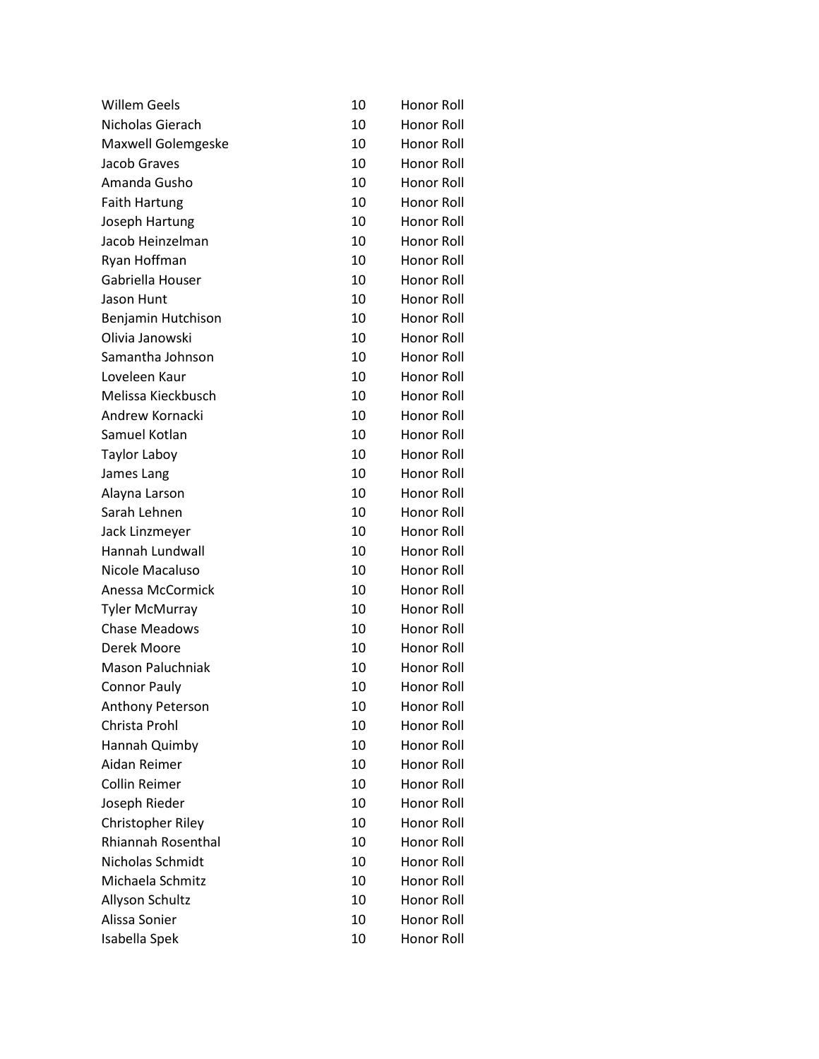| | | |
|---|---|---|
| Willem Geels | 10 | Honor Roll |
| Nicholas Gierach | 10 | Honor Roll |
| Maxwell Golemgeske | 10 | Honor Roll |
| Jacob Graves | 10 | Honor Roll |
| Amanda Gusho | 10 | Honor Roll |
| Faith Hartung | 10 | Honor Roll |
| Joseph Hartung | 10 | Honor Roll |
| Jacob Heinzelman | 10 | Honor Roll |
| Ryan Hoffman | 10 | Honor Roll |
| Gabriella Houser | 10 | Honor Roll |
| Jason Hunt | 10 | Honor Roll |
| Benjamin Hutchison | 10 | Honor Roll |
| Olivia Janowski | 10 | Honor Roll |
| Samantha Johnson | 10 | Honor Roll |
| Loveleen Kaur | 10 | Honor Roll |
| Melissa Kieckbusch | 10 | Honor Roll |
| Andrew Kornacki | 10 | Honor Roll |
| Samuel Kotlan | 10 | Honor Roll |
| Taylor Laboy | 10 | Honor Roll |
| James Lang | 10 | Honor Roll |
| Alayna Larson | 10 | Honor Roll |
| Sarah Lehnen | 10 | Honor Roll |
| Jack Linzmeyer | 10 | Honor Roll |
| Hannah Lundwall | 10 | Honor Roll |
| Nicole Macaluso | 10 | Honor Roll |
| Anessa McCormick | 10 | Honor Roll |
| Tyler McMurray | 10 | Honor Roll |
| Chase Meadows | 10 | Honor Roll |
| Derek Moore | 10 | Honor Roll |
| Mason Paluchniak | 10 | Honor Roll |
| Connor Pauly | 10 | Honor Roll |
| Anthony Peterson | 10 | Honor Roll |
| Christa Prohl | 10 | Honor Roll |
| Hannah Quimby | 10 | Honor Roll |
| Aidan Reimer | 10 | Honor Roll |
| Collin Reimer | 10 | Honor Roll |
| Joseph Rieder | 10 | Honor Roll |
| Christopher Riley | 10 | Honor Roll |
| Rhiannah Rosenthal | 10 | Honor Roll |
| Nicholas Schmidt | 10 | Honor Roll |
| Michaela Schmitz | 10 | Honor Roll |
| Allyson Schultz | 10 | Honor Roll |
| Alissa Sonier | 10 | Honor Roll |
| Isabella Spek | 10 | Honor Roll |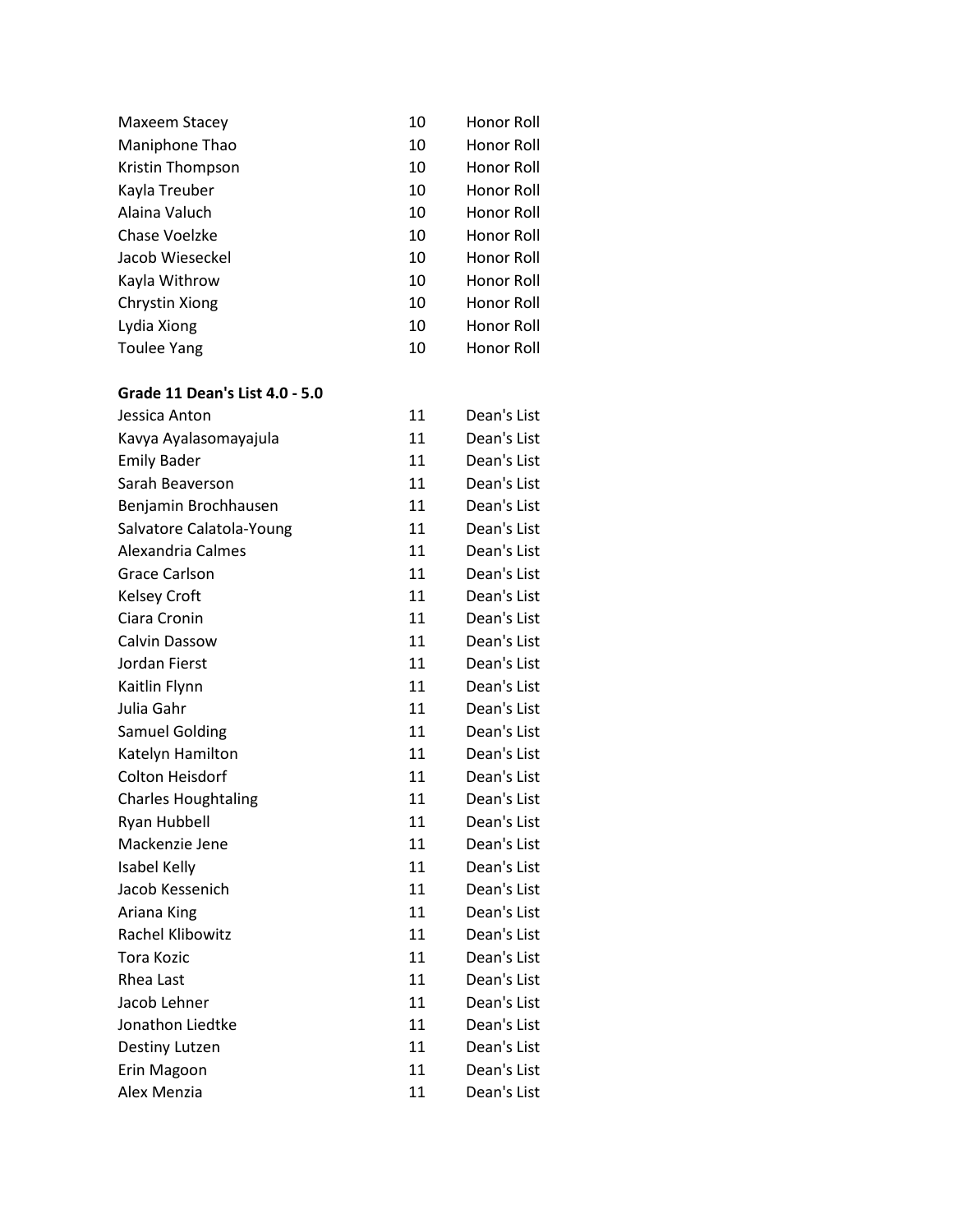| | | |
|---|---|---|
| Maxeem Stacey | 10 | Honor Roll |
| Maniphone Thao | 10 | Honor Roll |
| Kristin Thompson | 10 | Honor Roll |
| Kayla Treuber | 10 | Honor Roll |
| Alaina Valuch | 10 | Honor Roll |
| Chase Voelzke | 10 | Honor Roll |
| Jacob Wieseckel | 10 | Honor Roll |
| Kayla Withrow | 10 | Honor Roll |
| Chrystin Xiong | 10 | Honor Roll |
| Lydia Xiong | 10 | Honor Roll |
| Toulee Yang | 10 | Honor Roll |

**Grade 11 Dean's List 4.0 - 5.0**

| | | |
|---|---|---|
| Jessica Anton | 11 | Dean's List |
| Kavya Ayalasomayajula | 11 | Dean's List |
| Emily Bader | 11 | Dean's List |
| Sarah Beaverson | 11 | Dean's List |
| Benjamin Brochhausen | 11 | Dean's List |
| Salvatore Calatola-Young | 11 | Dean's List |
| Alexandria Calmes | 11 | Dean's List |
| Grace Carlson | 11 | Dean's List |
| Kelsey Croft | 11 | Dean's List |
| Ciara Cronin | 11 | Dean's List |
| Calvin Dassow | 11 | Dean's List |
| Jordan Fierst | 11 | Dean's List |
| Kaitlin Flynn | 11 | Dean's List |
| Julia Gahr | 11 | Dean's List |
| Samuel Golding | 11 | Dean's List |
| Katelyn Hamilton | 11 | Dean's List |
| Colton Heisdorf | 11 | Dean's List |
| Charles Houghtaling | 11 | Dean's List |
| Ryan Hubbell | 11 | Dean's List |
| Mackenzie Jene | 11 | Dean's List |
| Isabel Kelly | 11 | Dean's List |
| Jacob Kessenich | 11 | Dean's List |
| Ariana King | 11 | Dean's List |
| Rachel Klibowitz | 11 | Dean's List |
| Tora Kozic | 11 | Dean's List |
| Rhea Last | 11 | Dean's List |
| Jacob Lehner | 11 | Dean's List |
| Jonathon Liedtke | 11 | Dean's List |
| Destiny Lutzen | 11 | Dean's List |
| Erin Magoon | 11 | Dean's List |
| Alex Menzia | 11 | Dean's List |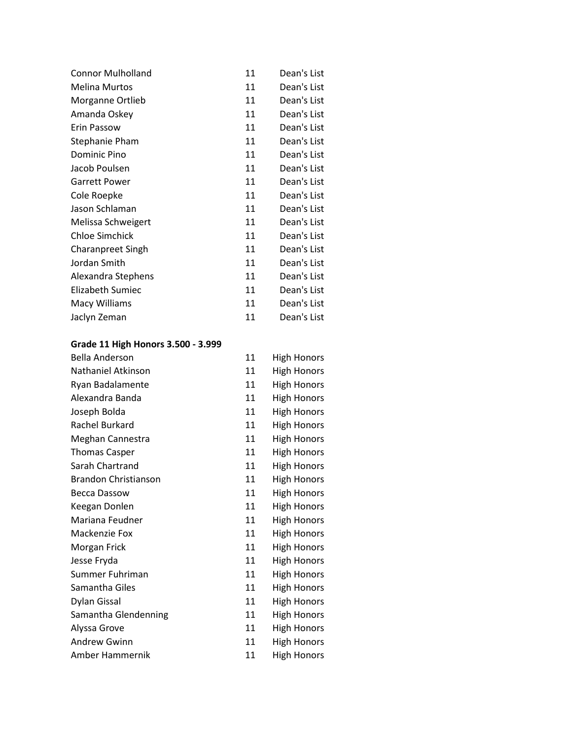| | | |
|---|---|---|
| Connor Mulholland | 11 | Dean's List |
| Melina Murtos | 11 | Dean's List |
| Morganne Ortlieb | 11 | Dean's List |
| Amanda Oskey | 11 | Dean's List |
| Erin Passow | 11 | Dean's List |
| Stephanie Pham | 11 | Dean's List |
| Dominic Pino | 11 | Dean's List |
| Jacob Poulsen | 11 | Dean's List |
| Garrett Power | 11 | Dean's List |
| Cole Roepke | 11 | Dean's List |
| Jason Schlaman | 11 | Dean's List |
| Melissa Schweigert | 11 | Dean's List |
| Chloe Simchick | 11 | Dean's List |
| Charanpreet Singh | 11 | Dean's List |
| Jordan Smith | 11 | Dean's List |
| Alexandra Stephens | 11 | Dean's List |
| Elizabeth Sumiec | 11 | Dean's List |
| Macy Williams | 11 | Dean's List |
| Jaclyn Zeman | 11 | Dean's List |

**Grade 11 High Honors 3.500 - 3.999**

| | | |
|---|---|---|
| Bella Anderson | 11 | High Honors |
| Nathaniel Atkinson | 11 | High Honors |
| Ryan Badalamente | 11 | High Honors |
| Alexandra Banda | 11 | High Honors |
| Joseph Bolda | 11 | High Honors |
| Rachel Burkard | 11 | High Honors |
| Meghan Cannestra | 11 | High Honors |
| Thomas Casper | 11 | High Honors |
| Sarah Chartrand | 11 | High Honors |
| Brandon Christianson | 11 | High Honors |
| Becca Dassow | 11 | High Honors |
| Keegan Donlen | 11 | High Honors |
| Mariana Feudner | 11 | High Honors |
| Mackenzie Fox | 11 | High Honors |
| Morgan Frick | 11 | High Honors |
| Jesse Fryda | 11 | High Honors |
| Summer Fuhriman | 11 | High Honors |
| Samantha Giles | 11 | High Honors |
| Dylan Gissal | 11 | High Honors |
| Samantha Glendenning | 11 | High Honors |
| Alyssa Grove | 11 | High Honors |
| Andrew Gwinn | 11 | High Honors |
| Amber Hammernik | 11 | High Honors |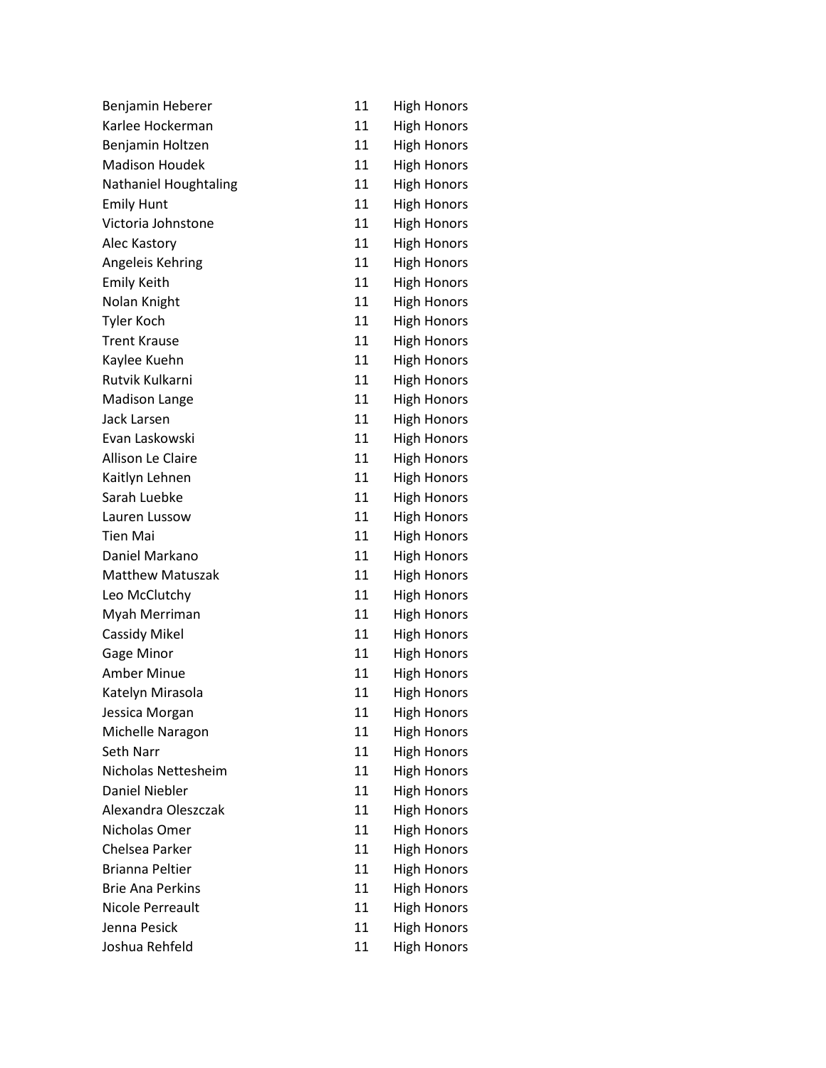| | | |
|---|---|---|
| Benjamin Heberer | 11 | High Honors |
| Karlee Hockerman | 11 | High Honors |
| Benjamin Holtzen | 11 | High Honors |
| Madison Houdek | 11 | High Honors |
| Nathaniel Houghtaling | 11 | High Honors |
| Emily Hunt | 11 | High Honors |
| Victoria Johnstone | 11 | High Honors |
| Alec Kastory | 11 | High Honors |
| Angeleis Kehring | 11 | High Honors |
| Emily Keith | 11 | High Honors |
| Nolan Knight | 11 | High Honors |
| Tyler Koch | 11 | High Honors |
| Trent Krause | 11 | High Honors |
| Kaylee Kuehn | 11 | High Honors |
| Rutvik Kulkarni | 11 | High Honors |
| Madison Lange | 11 | High Honors |
| Jack Larsen | 11 | High Honors |
| Evan Laskowski | 11 | High Honors |
| Allison Le Claire | 11 | High Honors |
| Kaitlyn Lehnen | 11 | High Honors |
| Sarah Luebke | 11 | High Honors |
| Lauren Lussow | 11 | High Honors |
| Tien Mai | 11 | High Honors |
| Daniel Markano | 11 | High Honors |
| Matthew Matuszak | 11 | High Honors |
| Leo McClutchy | 11 | High Honors |
| Myah Merriman | 11 | High Honors |
| Cassidy Mikel | 11 | High Honors |
| Gage Minor | 11 | High Honors |
| Amber Minue | 11 | High Honors |
| Katelyn Mirasola | 11 | High Honors |
| Jessica Morgan | 11 | High Honors |
| Michelle Naragon | 11 | High Honors |
| Seth Narr | 11 | High Honors |
| Nicholas Nettesheim | 11 | High Honors |
| Daniel Niebler | 11 | High Honors |
| Alexandra Oleszczak | 11 | High Honors |
| Nicholas Omer | 11 | High Honors |
| Chelsea Parker | 11 | High Honors |
| Brianna Peltier | 11 | High Honors |
| Brie Ana Perkins | 11 | High Honors |
| Nicole Perreault | 11 | High Honors |
| Jenna Pesick | 11 | High Honors |
| Joshua Rehfeld | 11 | High Honors |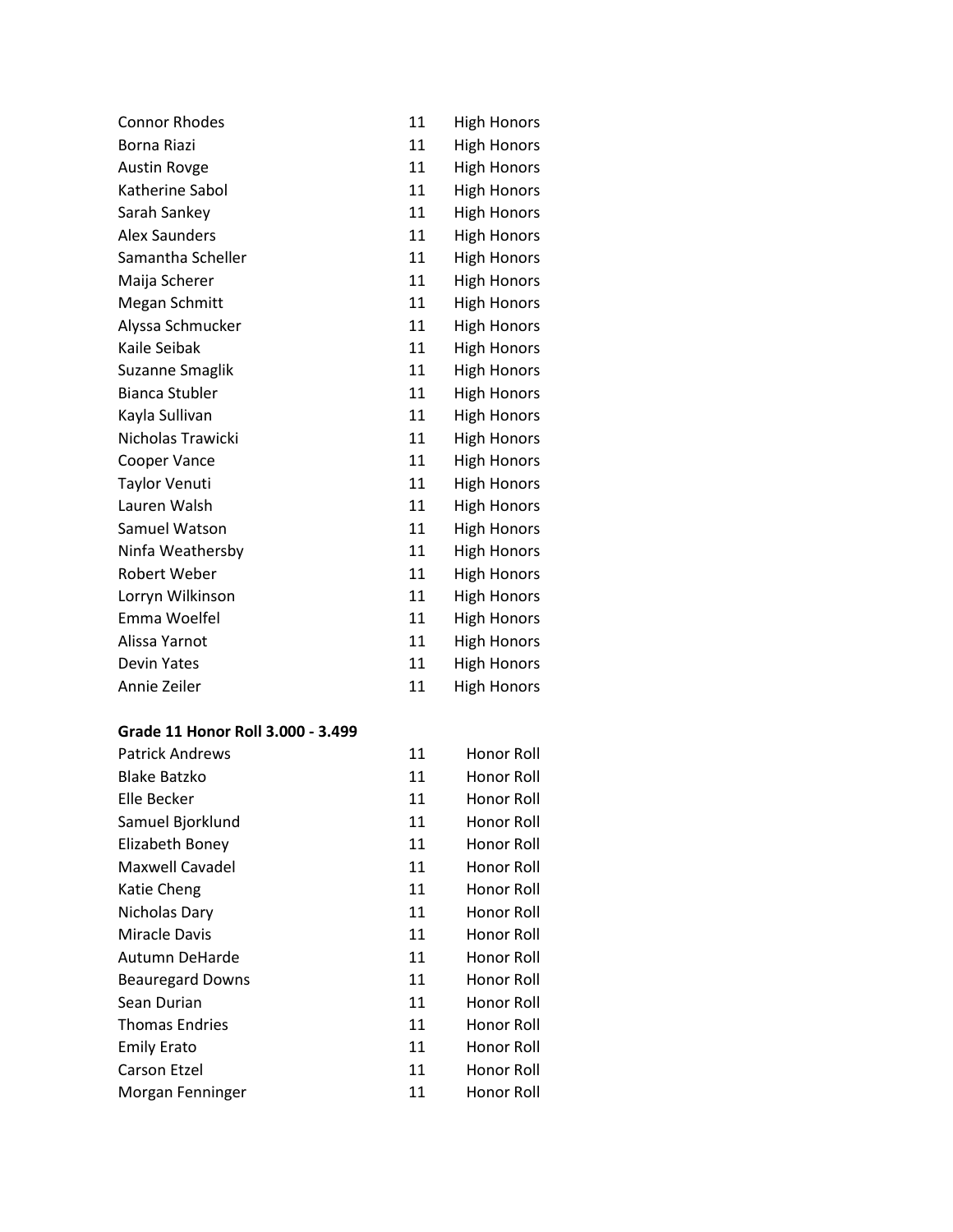| | | |
|---|---|---|
| Connor Rhodes | 11 | High Honors |
| Borna Riazi | 11 | High Honors |
| Austin Rovge | 11 | High Honors |
| Katherine Sabol | 11 | High Honors |
| Sarah Sankey | 11 | High Honors |
| Alex Saunders | 11 | High Honors |
| Samantha Scheller | 11 | High Honors |
| Maija Scherer | 11 | High Honors |
| Megan Schmitt | 11 | High Honors |
| Alyssa Schmucker | 11 | High Honors |
| Kaile Seibak | 11 | High Honors |
| Suzanne Smaglik | 11 | High Honors |
| Bianca Stubler | 11 | High Honors |
| Kayla Sullivan | 11 | High Honors |
| Nicholas Trawicki | 11 | High Honors |
| Cooper Vance | 11 | High Honors |
| Taylor Venuti | 11 | High Honors |
| Lauren Walsh | 11 | High Honors |
| Samuel Watson | 11 | High Honors |
| Ninfa Weathersby | 11 | High Honors |
| Robert Weber | 11 | High Honors |
| Lorryn Wilkinson | 11 | High Honors |
| Emma Woelfel | 11 | High Honors |
| Alissa Yarnot | 11 | High Honors |
| Devin Yates | 11 | High Honors |
| Annie Zeiler | 11 | High Honors |

**Grade 11 Honor Roll 3.000 - 3.499**

| | | |
|---|---|---|
| Patrick Andrews | 11 | Honor Roll |
| Blake Batzko | 11 | Honor Roll |
| Elle Becker | 11 | Honor Roll |
| Samuel Bjorklund | 11 | Honor Roll |
| Elizabeth Boney | 11 | Honor Roll |
| Maxwell Cavadel | 11 | Honor Roll |
| Katie Cheng | 11 | Honor Roll |
| Nicholas Dary | 11 | Honor Roll |
| Miracle Davis | 11 | Honor Roll |
| Autumn DeHarde | 11 | Honor Roll |
| Beauregard Downs | 11 | Honor Roll |
| Sean Durian | 11 | Honor Roll |
| Thomas Endries | 11 | Honor Roll |
| Emily Erato | 11 | Honor Roll |
| Carson Etzel | 11 | Honor Roll |
| Morgan Fenninger | 11 | Honor Roll |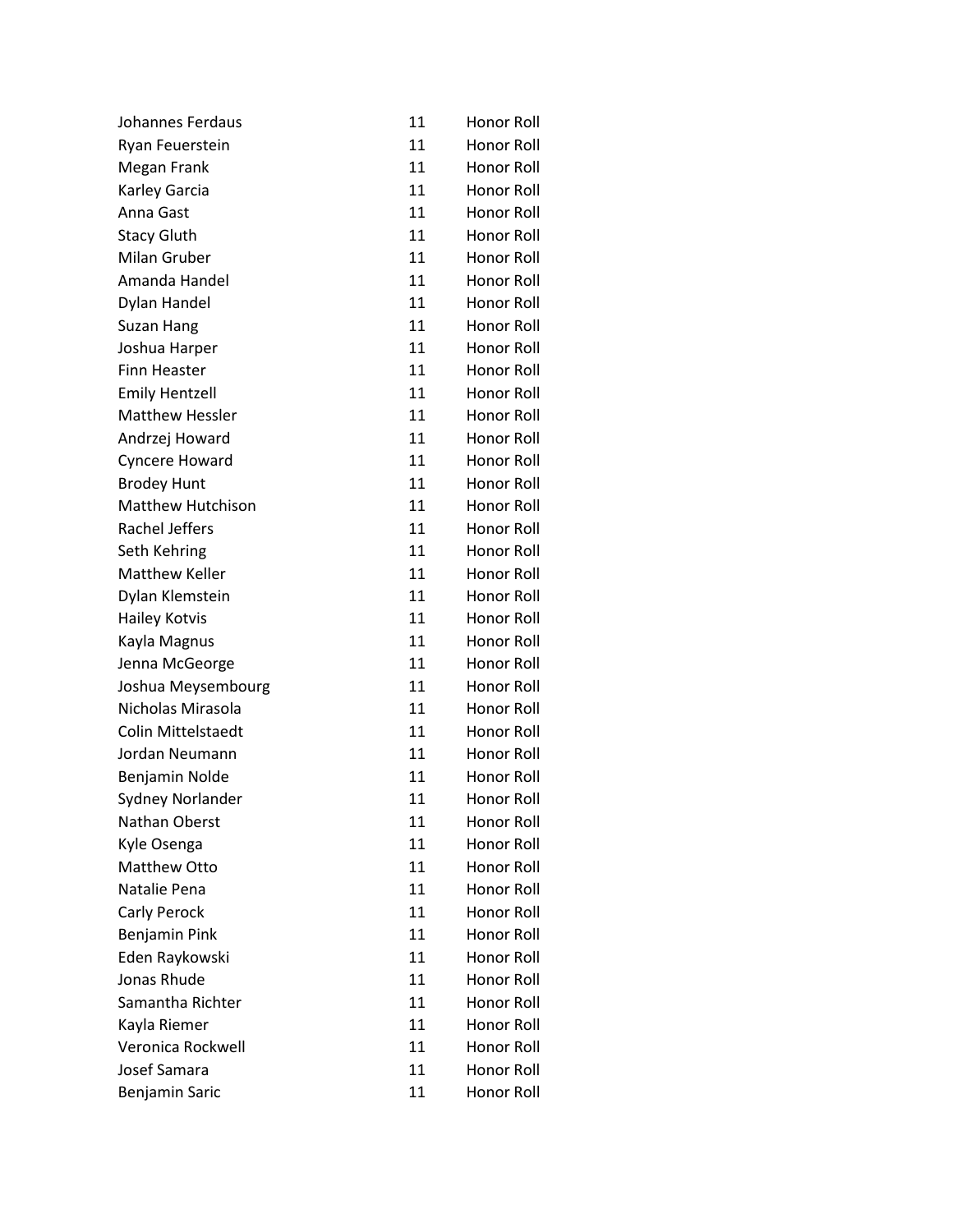| | | |
|---|---|---|
| Johannes Ferdaus | 11 | Honor Roll |
| Ryan Feuerstein | 11 | Honor Roll |
| Megan Frank | 11 | Honor Roll |
| Karley Garcia | 11 | Honor Roll |
| Anna Gast | 11 | Honor Roll |
| Stacy Gluth | 11 | Honor Roll |
| Milan Gruber | 11 | Honor Roll |
| Amanda Handel | 11 | Honor Roll |
| Dylan Handel | 11 | Honor Roll |
| Suzan Hang | 11 | Honor Roll |
| Joshua Harper | 11 | Honor Roll |
| Finn Heaster | 11 | Honor Roll |
| Emily Hentzell | 11 | Honor Roll |
| Matthew Hessler | 11 | Honor Roll |
| Andrzej Howard | 11 | Honor Roll |
| Cyncere Howard | 11 | Honor Roll |
| Brodey Hunt | 11 | Honor Roll |
| Matthew Hutchison | 11 | Honor Roll |
| Rachel Jeffers | 11 | Honor Roll |
| Seth Kehring | 11 | Honor Roll |
| Matthew Keller | 11 | Honor Roll |
| Dylan Klemstein | 11 | Honor Roll |
| Hailey Kotvis | 11 | Honor Roll |
| Kayla Magnus | 11 | Honor Roll |
| Jenna McGeorge | 11 | Honor Roll |
| Joshua Meysembourg | 11 | Honor Roll |
| Nicholas Mirasola | 11 | Honor Roll |
| Colin Mittelstaedt | 11 | Honor Roll |
| Jordan Neumann | 11 | Honor Roll |
| Benjamin Nolde | 11 | Honor Roll |
| Sydney Norlander | 11 | Honor Roll |
| Nathan Oberst | 11 | Honor Roll |
| Kyle Osenga | 11 | Honor Roll |
| Matthew Otto | 11 | Honor Roll |
| Natalie Pena | 11 | Honor Roll |
| Carly Perock | 11 | Honor Roll |
| Benjamin Pink | 11 | Honor Roll |
| Eden Raykowski | 11 | Honor Roll |
| Jonas Rhude | 11 | Honor Roll |
| Samantha Richter | 11 | Honor Roll |
| Kayla Riemer | 11 | Honor Roll |
| Veronica Rockwell | 11 | Honor Roll |
| Josef Samara | 11 | Honor Roll |
| Benjamin Saric | 11 | Honor Roll |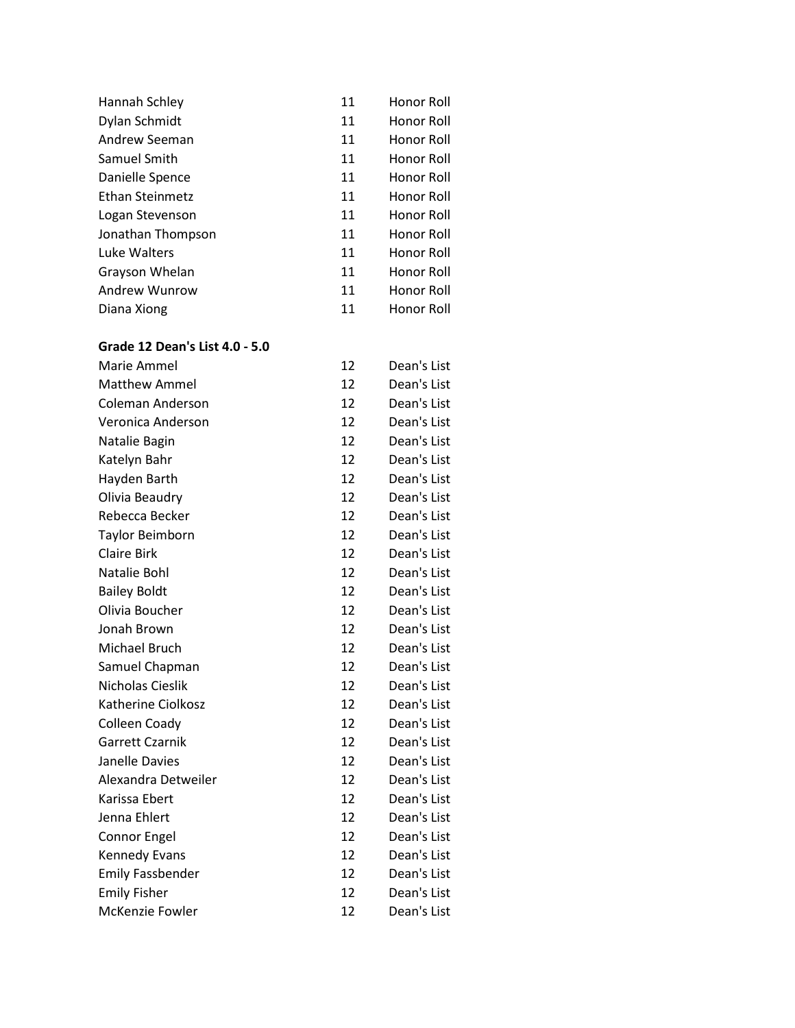| | | |
|---|---|---|
| Hannah Schley | 11 | Honor Roll |
| Dylan Schmidt | 11 | Honor Roll |
| Andrew Seeman | 11 | Honor Roll |
| Samuel Smith | 11 | Honor Roll |
| Danielle Spence | 11 | Honor Roll |
| Ethan Steinmetz | 11 | Honor Roll |
| Logan Stevenson | 11 | Honor Roll |
| Jonathan Thompson | 11 | Honor Roll |
| Luke Walters | 11 | Honor Roll |
| Grayson Whelan | 11 | Honor Roll |
| Andrew Wunrow | 11 | Honor Roll |
| Diana Xiong | 11 | Honor Roll |

**Grade 12 Dean's List 4.0 - 5.0**

| | | |
|---|---|---|
| Marie Ammel | 12 | Dean's List |
| Matthew Ammel | 12 | Dean's List |
| Coleman Anderson | 12 | Dean's List |
| Veronica Anderson | 12 | Dean's List |
| Natalie Bagin | 12 | Dean's List |
| Katelyn Bahr | 12 | Dean's List |
| Hayden Barth | 12 | Dean's List |
| Olivia Beaudry | 12 | Dean's List |
| Rebecca Becker | 12 | Dean's List |
| Taylor Beimborn | 12 | Dean's List |
| Claire Birk | 12 | Dean's List |
| Natalie Bohl | 12 | Dean's List |
| Bailey Boldt | 12 | Dean's List |
| Olivia Boucher | 12 | Dean's List |
| Jonah Brown | 12 | Dean's List |
| Michael Bruch | 12 | Dean's List |
| Samuel Chapman | 12 | Dean's List |
| Nicholas Cieslik | 12 | Dean's List |
| Katherine Ciolkosz | 12 | Dean's List |
| Colleen Coady | 12 | Dean's List |
| Garrett Czarnik | 12 | Dean's List |
| Janelle Davies | 12 | Dean's List |
| Alexandra Detweiler | 12 | Dean's List |
| Karissa Ebert | 12 | Dean's List |
| Jenna Ehlert | 12 | Dean's List |
| Connor Engel | 12 | Dean's List |
| Kennedy Evans | 12 | Dean's List |
| Emily Fassbender | 12 | Dean's List |
| Emily Fisher | 12 | Dean's List |
| McKenzie Fowler | 12 | Dean's List |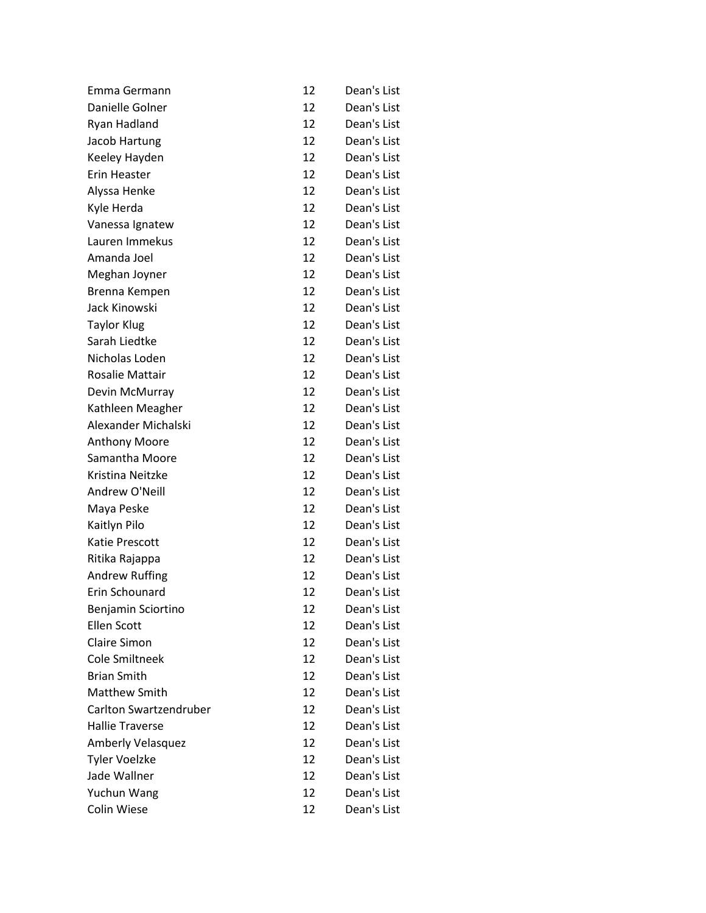| | | |
|---|---|---|
| Emma Germann | 12 | Dean's List |
| Danielle Golner | 12 | Dean's List |
| Ryan Hadland | 12 | Dean's List |
| Jacob Hartung | 12 | Dean's List |
| Keeley Hayden | 12 | Dean's List |
| Erin Heaster | 12 | Dean's List |
| Alyssa Henke | 12 | Dean's List |
| Kyle Herda | 12 | Dean's List |
| Vanessa Ignatew | 12 | Dean's List |
| Lauren Immekus | 12 | Dean's List |
| Amanda Joel | 12 | Dean's List |
| Meghan Joyner | 12 | Dean's List |
| Brenna Kempen | 12 | Dean's List |
| Jack Kinowski | 12 | Dean's List |
| Taylor Klug | 12 | Dean's List |
| Sarah Liedtke | 12 | Dean's List |
| Nicholas Loden | 12 | Dean's List |
| Rosalie Mattair | 12 | Dean's List |
| Devin McMurray | 12 | Dean's List |
| Kathleen Meagher | 12 | Dean's List |
| Alexander Michalski | 12 | Dean's List |
| Anthony Moore | 12 | Dean's List |
| Samantha Moore | 12 | Dean's List |
| Kristina Neitzke | 12 | Dean's List |
| Andrew O'Neill | 12 | Dean's List |
| Maya Peske | 12 | Dean's List |
| Kaitlyn Pilo | 12 | Dean's List |
| Katie Prescott | 12 | Dean's List |
| Ritika Rajappa | 12 | Dean's List |
| Andrew Ruffing | 12 | Dean's List |
| Erin Schounard | 12 | Dean's List |
| Benjamin Sciortino | 12 | Dean's List |
| Ellen Scott | 12 | Dean's List |
| Claire Simon | 12 | Dean's List |
| Cole Smiltneek | 12 | Dean's List |
| Brian Smith | 12 | Dean's List |
| Matthew Smith | 12 | Dean's List |
| Carlton Swartzendruber | 12 | Dean's List |
| Hallie Traverse | 12 | Dean's List |
| Amberly Velasquez | 12 | Dean's List |
| Tyler Voelzke | 12 | Dean's List |
| Jade Wallner | 12 | Dean's List |
| Yuchun Wang | 12 | Dean's List |
| Colin Wiese | 12 | Dean's List |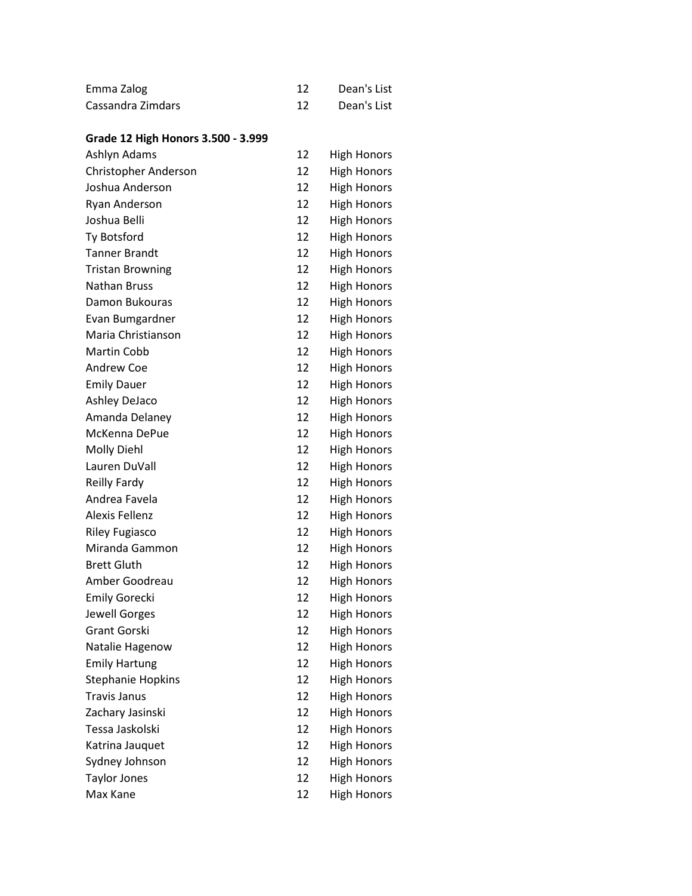| | | |
|---|---|---|
| Emma Zalog | 12 | Dean's List |
| Cassandra Zimdars | 12 | Dean's List |

**Grade 12 High Honors 3.500 - 3.999**

| | | |
|---|---|---|
| Ashlyn Adams | 12 | High Honors |
| Christopher Anderson | 12 | High Honors |
| Joshua Anderson | 12 | High Honors |
| Ryan Anderson | 12 | High Honors |
| Joshua Belli | 12 | High Honors |
| Ty Botsford | 12 | High Honors |
| Tanner Brandt | 12 | High Honors |
| Tristan Browning | 12 | High Honors |
| Nathan Bruss | 12 | High Honors |
| Damon Bukouras | 12 | High Honors |
| Evan Bumgardner | 12 | High Honors |
| Maria Christianson | 12 | High Honors |
| Martin Cobb | 12 | High Honors |
| Andrew Coe | 12 | High Honors |
| Emily Dauer | 12 | High Honors |
| Ashley DeJaco | 12 | High Honors |
| Amanda Delaney | 12 | High Honors |
| McKenna DePue | 12 | High Honors |
| Molly Diehl | 12 | High Honors |
| Lauren DuVall | 12 | High Honors |
| Reilly Fardy | 12 | High Honors |
| Andrea Favela | 12 | High Honors |
| Alexis Fellenz | 12 | High Honors |
| Riley Fugiasco | 12 | High Honors |
| Miranda Gammon | 12 | High Honors |
| Brett Gluth | 12 | High Honors |
| Amber Goodreau | 12 | High Honors |
| Emily Gorecki | 12 | High Honors |
| Jewell Gorges | 12 | High Honors |
| Grant Gorski | 12 | High Honors |
| Natalie Hagenow | 12 | High Honors |
| Emily Hartung | 12 | High Honors |
| Stephanie Hopkins | 12 | High Honors |
| Travis Janus | 12 | High Honors |
| Zachary Jasinski | 12 | High Honors |
| Tessa Jaskolski | 12 | High Honors |
| Katrina Jauquet | 12 | High Honors |
| Sydney Johnson | 12 | High Honors |
| Taylor Jones | 12 | High Honors |
| Max Kane | 12 | High Honors |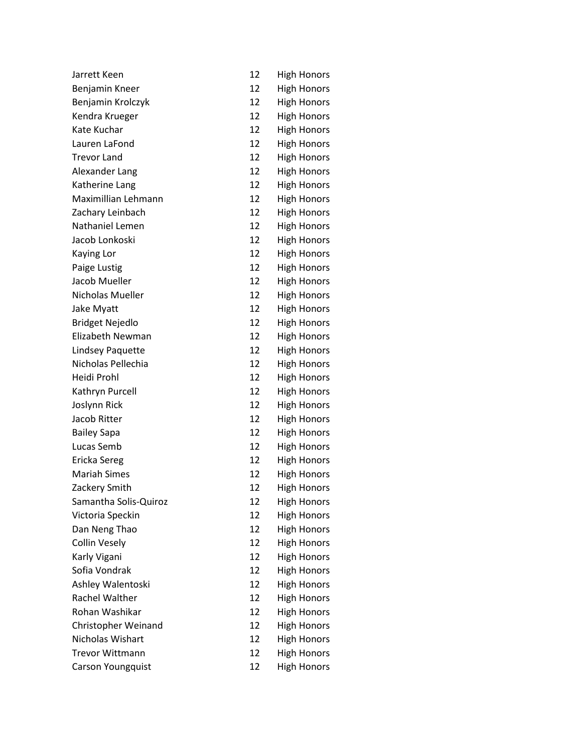| | | |
|---|---|---|
| Jarrett Keen | 12 | High Honors |
| Benjamin Kneer | 12 | High Honors |
| Benjamin Krolczyk | 12 | High Honors |
| Kendra Krueger | 12 | High Honors |
| Kate Kuchar | 12 | High Honors |
| Lauren LaFond | 12 | High Honors |
| Trevor Land | 12 | High Honors |
| Alexander Lang | 12 | High Honors |
| Katherine Lang | 12 | High Honors |
| Maximillian Lehmann | 12 | High Honors |
| Zachary Leinbach | 12 | High Honors |
| Nathaniel Lemen | 12 | High Honors |
| Jacob Lonkoski | 12 | High Honors |
| Kaying Lor | 12 | High Honors |
| Paige Lustig | 12 | High Honors |
| Jacob Mueller | 12 | High Honors |
| Nicholas Mueller | 12 | High Honors |
| Jake Myatt | 12 | High Honors |
| Bridget Nejedlo | 12 | High Honors |
| Elizabeth Newman | 12 | High Honors |
| Lindsey Paquette | 12 | High Honors |
| Nicholas Pellechia | 12 | High Honors |
| Heidi Prohl | 12 | High Honors |
| Kathryn Purcell | 12 | High Honors |
| Joslynn Rick | 12 | High Honors |
| Jacob Ritter | 12 | High Honors |
| Bailey Sapa | 12 | High Honors |
| Lucas Semb | 12 | High Honors |
| Ericka Sereg | 12 | High Honors |
| Mariah Simes | 12 | High Honors |
| Zackery Smith | 12 | High Honors |
| Samantha Solis-Quiroz | 12 | High Honors |
| Victoria Speckin | 12 | High Honors |
| Dan Neng Thao | 12 | High Honors |
| Collin Vesely | 12 | High Honors |
| Karly Vigani | 12 | High Honors |
| Sofia Vondrak | 12 | High Honors |
| Ashley Walentoski | 12 | High Honors |
| Rachel Walther | 12 | High Honors |
| Rohan Washikar | 12 | High Honors |
| Christopher Weinand | 12 | High Honors |
| Nicholas Wishart | 12 | High Honors |
| Trevor Wittmann | 12 | High Honors |
| Carson Youngquist | 12 | High Honors |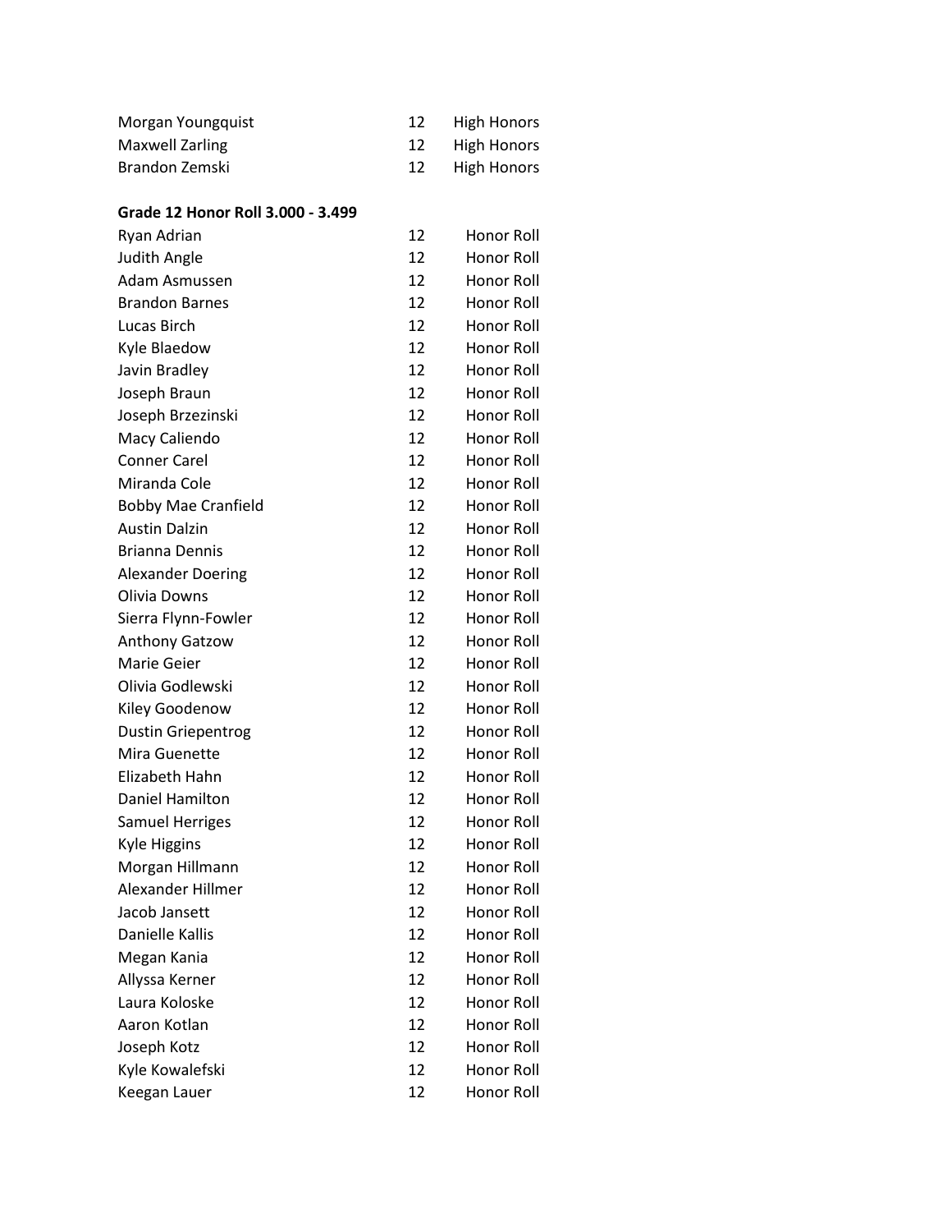| | | |
|---|---|---|
| Morgan Youngquist | 12 | High Honors |
| Maxwell Zarling | 12 | High Honors |
| Brandon Zemski | 12 | High Honors |

**Grade 12 Honor Roll 3.000 - 3.499**

| | | |
|---|---|---|
| Ryan Adrian | 12 | Honor Roll |
| Judith Angle | 12 | Honor Roll |
| Adam Asmussen | 12 | Honor Roll |
| Brandon Barnes | 12 | Honor Roll |
| Lucas Birch | 12 | Honor Roll |
| Kyle Blaedow | 12 | Honor Roll |
| Javin Bradley | 12 | Honor Roll |
| Joseph Braun | 12 | Honor Roll |
| Joseph Brzezinski | 12 | Honor Roll |
| Macy Caliendo | 12 | Honor Roll |
| Conner Carel | 12 | Honor Roll |
| Miranda Cole | 12 | Honor Roll |
| Bobby Mae Cranfield | 12 | Honor Roll |
| Austin Dalzin | 12 | Honor Roll |
| Brianna Dennis | 12 | Honor Roll |
| Alexander Doering | 12 | Honor Roll |
| Olivia Downs | 12 | Honor Roll |
| Sierra Flynn-Fowler | 12 | Honor Roll |
| Anthony Gatzow | 12 | Honor Roll |
| Marie Geier | 12 | Honor Roll |
| Olivia Godlewski | 12 | Honor Roll |
| Kiley Goodenow | 12 | Honor Roll |
| Dustin Griepentrog | 12 | Honor Roll |
| Mira Guenette | 12 | Honor Roll |
| Elizabeth Hahn | 12 | Honor Roll |
| Daniel Hamilton | 12 | Honor Roll |
| Samuel Herriges | 12 | Honor Roll |
| Kyle Higgins | 12 | Honor Roll |
| Morgan Hillmann | 12 | Honor Roll |
| Alexander Hillmer | 12 | Honor Roll |
| Jacob Jansett | 12 | Honor Roll |
| Danielle Kallis | 12 | Honor Roll |
| Megan Kania | 12 | Honor Roll |
| Allyssa Kerner | 12 | Honor Roll |
| Laura Koloske | 12 | Honor Roll |
| Aaron Kotlan | 12 | Honor Roll |
| Joseph Kotz | 12 | Honor Roll |
| Kyle Kowalefski | 12 | Honor Roll |
| Keegan Lauer | 12 | Honor Roll |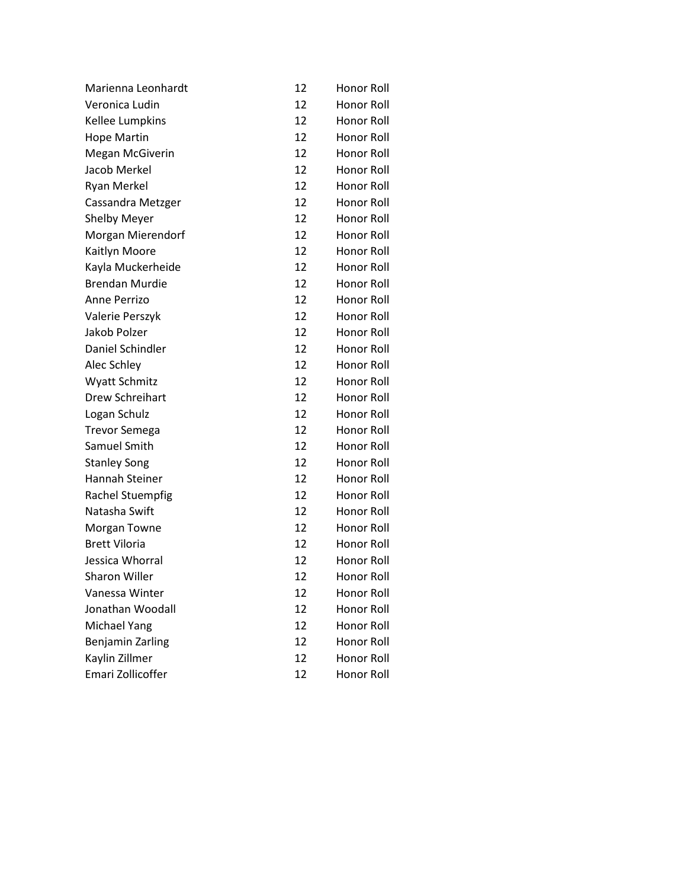| | | |
|---|---|---|
| Marienna Leonhardt | 12 | Honor Roll |
| Veronica Ludin | 12 | Honor Roll |
| Kellee Lumpkins | 12 | Honor Roll |
| Hope Martin | 12 | Honor Roll |
| Megan McGiverin | 12 | Honor Roll |
| Jacob Merkel | 12 | Honor Roll |
| Ryan Merkel | 12 | Honor Roll |
| Cassandra Metzger | 12 | Honor Roll |
| Shelby Meyer | 12 | Honor Roll |
| Morgan Mierendorf | 12 | Honor Roll |
| Kaitlyn Moore | 12 | Honor Roll |
| Kayla Muckerheide | 12 | Honor Roll |
| Brendan Murdie | 12 | Honor Roll |
| Anne Perrizo | 12 | Honor Roll |
| Valerie Perszyk | 12 | Honor Roll |
| Jakob Polzer | 12 | Honor Roll |
| Daniel Schindler | 12 | Honor Roll |
| Alec Schley | 12 | Honor Roll |
| Wyatt Schmitz | 12 | Honor Roll |
| Drew Schreihart | 12 | Honor Roll |
| Logan Schulz | 12 | Honor Roll |
| Trevor Semega | 12 | Honor Roll |
| Samuel Smith | 12 | Honor Roll |
| Stanley Song | 12 | Honor Roll |
| Hannah Steiner | 12 | Honor Roll |
| Rachel Stuempfig | 12 | Honor Roll |
| Natasha Swift | 12 | Honor Roll |
| Morgan Towne | 12 | Honor Roll |
| Brett Viloria | 12 | Honor Roll |
| Jessica Whorral | 12 | Honor Roll |
| Sharon Willer | 12 | Honor Roll |
| Vanessa Winter | 12 | Honor Roll |
| Jonathan Woodall | 12 | Honor Roll |
| Michael Yang | 12 | Honor Roll |
| Benjamin Zarling | 12 | Honor Roll |
| Kaylin Zillmer | 12 | Honor Roll |
| Emari Zollicoffer | 12 | Honor Roll |